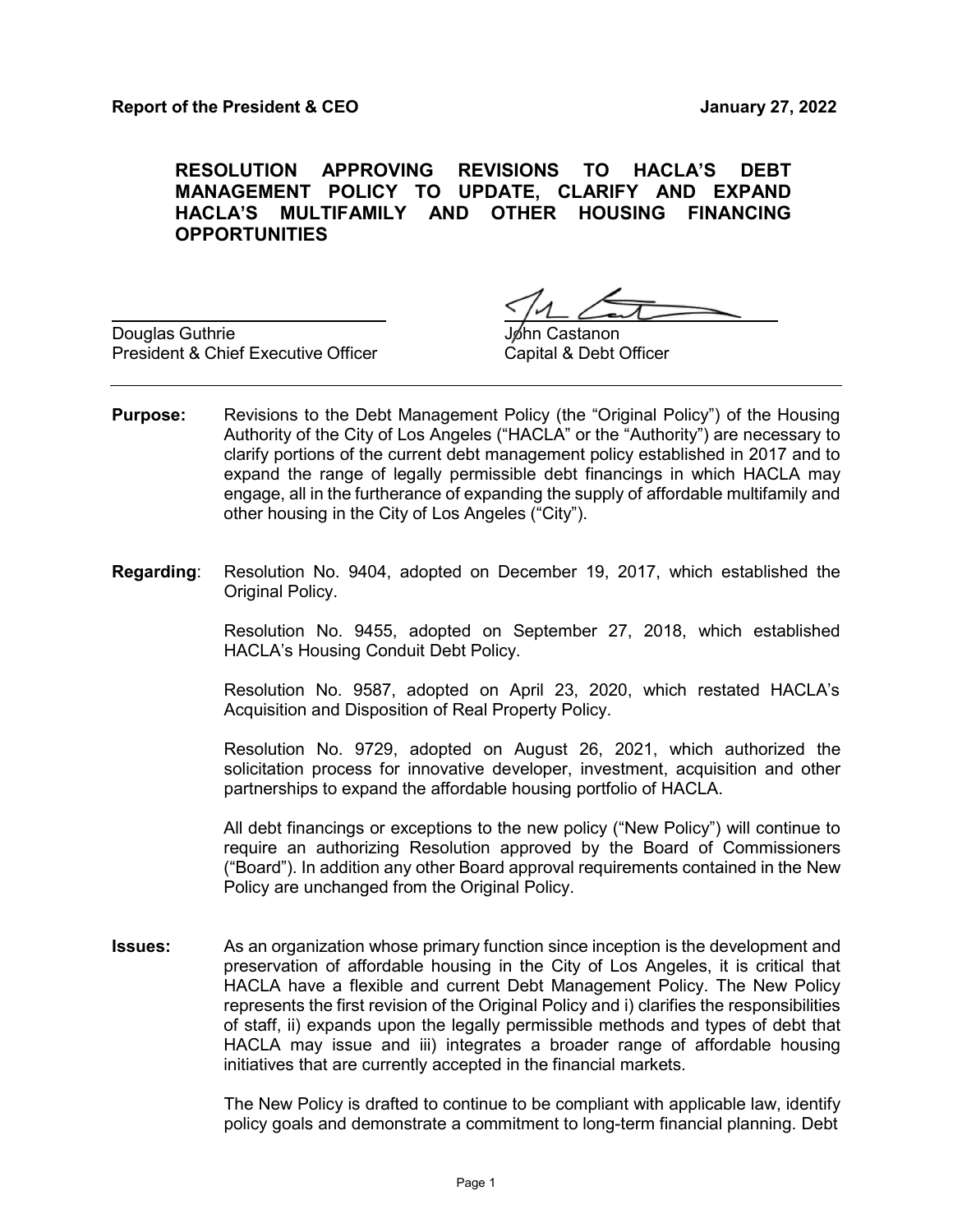**Report of the President & CEO** **January 27, 2022**

**RESOLUTION APPROVING REVISIONS TO HACLA'S DEBT MANAGEMENT POLICY TO UPDATE, CLARIFY AND EXPAND HACLA'S MULTIFAMILY AND OTHER HOUSING FINANCING OPPORTUNITIES**

Douglas Guthrie
President & Chief Executive Officer

John Castanon
Capital & Debt Officer

---

**Purpose:** Revisions to the Debt Management Policy (the "Original Policy") of the Housing Authority of the City of Los Angeles ("HACLA" or the "Authority") are necessary to clarify portions of the current debt management policy established in 2017 and to expand the range of legally permissible debt financings in which HACLA may engage, all in the furtherance of expanding the supply of affordable multifamily and other housing in the City of Los Angeles ("City").

**Regarding**: Resolution No. 9404, adopted on December 19, 2017, which established the Original Policy.

Resolution No. 9455, adopted on September 27, 2018, which established HACLA's Housing Conduit Debt Policy.

Resolution No. 9587, adopted on April 23, 2020, which restated HACLA's Acquisition and Disposition of Real Property Policy.

Resolution No. 9729, adopted on August 26, 2021, which authorized the solicitation process for innovative developer, investment, acquisition and other partnerships to expand the affordable housing portfolio of HACLA.

All debt financings or exceptions to the new policy ("New Policy") will continue to require an authorizing Resolution approved by the Board of Commissioners ("Board"). In addition any other Board approval requirements contained in the New Policy are unchanged from the Original Policy.

**Issues:** As an organization whose primary function since inception is the development and preservation of affordable housing in the City of Los Angeles, it is critical that HACLA have a flexible and current Debt Management Policy. The New Policy represents the first revision of the Original Policy and i) clarifies the responsibilities of staff, ii) expands upon the legally permissible methods and types of debt that HACLA may issue and iii) integrates a broader range of affordable housing initiatives that are currently accepted in the financial markets.

The New Policy is drafted to continue to be compliant with applicable law, identify policy goals and demonstrate a commitment to long-term financial planning. Debt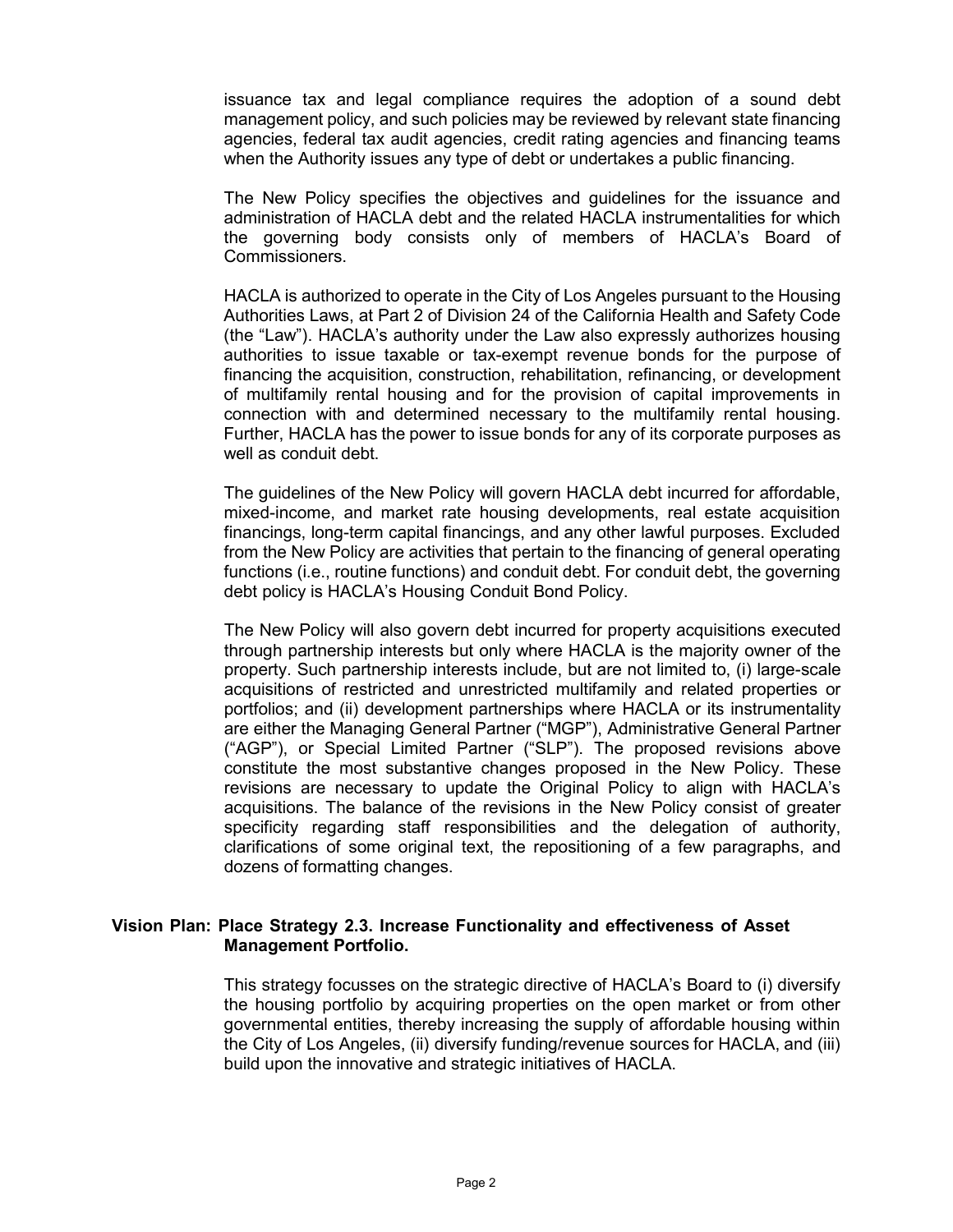issuance tax and legal compliance requires the adoption of a sound debt management policy, and such policies may be reviewed by relevant state financing agencies, federal tax audit agencies, credit rating agencies and financing teams when the Authority issues any type of debt or undertakes a public financing.

The New Policy specifies the objectives and guidelines for the issuance and administration of HACLA debt and the related HACLA instrumentalities for which the governing body consists only of members of HACLA's Board of Commissioners.

HACLA is authorized to operate in the City of Los Angeles pursuant to the Housing Authorities Laws, at Part 2 of Division 24 of the California Health and Safety Code (the "Law"). HACLA's authority under the Law also expressly authorizes housing authorities to issue taxable or tax-exempt revenue bonds for the purpose of financing the acquisition, construction, rehabilitation, refinancing, or development of multifamily rental housing and for the provision of capital improvements in connection with and determined necessary to the multifamily rental housing. Further, HACLA has the power to issue bonds for any of its corporate purposes as well as conduit debt.

The guidelines of the New Policy will govern HACLA debt incurred for affordable, mixed-income, and market rate housing developments, real estate acquisition financings, long-term capital financings, and any other lawful purposes. Excluded from the New Policy are activities that pertain to the financing of general operating functions (i.e., routine functions) and conduit debt. For conduit debt, the governing debt policy is HACLA's Housing Conduit Bond Policy.

The New Policy will also govern debt incurred for property acquisitions executed through partnership interests but only where HACLA is the majority owner of the property. Such partnership interests include, but are not limited to, (i) large-scale acquisitions of restricted and unrestricted multifamily and related properties or portfolios; and (ii) development partnerships where HACLA or its instrumentality are either the Managing General Partner ("MGP"), Administrative General Partner ("AGP"), or Special Limited Partner ("SLP"). The proposed revisions above constitute the most substantive changes proposed in the New Policy. These revisions are necessary to update the Original Policy to align with HACLA's acquisitions. The balance of the revisions in the New Policy consist of greater specificity regarding staff responsibilities and the delegation of authority, clarifications of some original text, the repositioning of a few paragraphs, and dozens of formatting changes.

**Vision Plan: Place Strategy 2.3. Increase Functionality and effectiveness of Asset Management Portfolio.**

This strategy focusses on the strategic directive of HACLA's Board to (i) diversify the housing portfolio by acquiring properties on the open market or from other governmental entities, thereby increasing the supply of affordable housing within the City of Los Angeles, (ii) diversify funding/revenue sources for HACLA, and (iii) build upon the innovative and strategic initiatives of HACLA.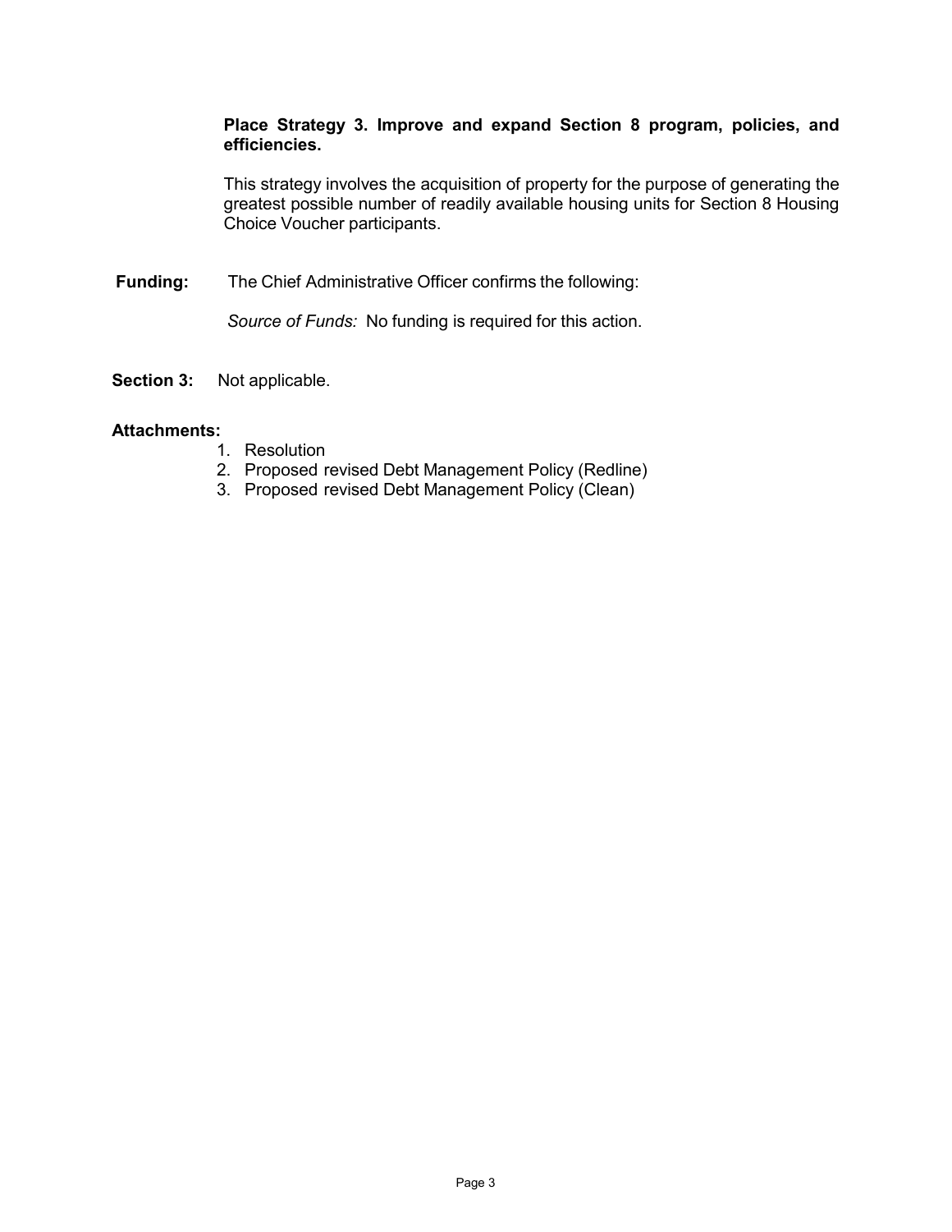**Place Strategy 3. Improve and expand Section 8 program, policies, and efficiencies.**

This strategy involves the acquisition of property for the purpose of generating the greatest possible number of readily available housing units for Section 8 Housing Choice Voucher participants.

**Funding:** The Chief Administrative Officer confirms the following:

*Source of Funds:* No funding is required for this action.

**Section 3:** Not applicable.

**Attachments:**

1. Resolution
2. Proposed revised Debt Management Policy (Redline)
3. Proposed revised Debt Management Policy (Clean)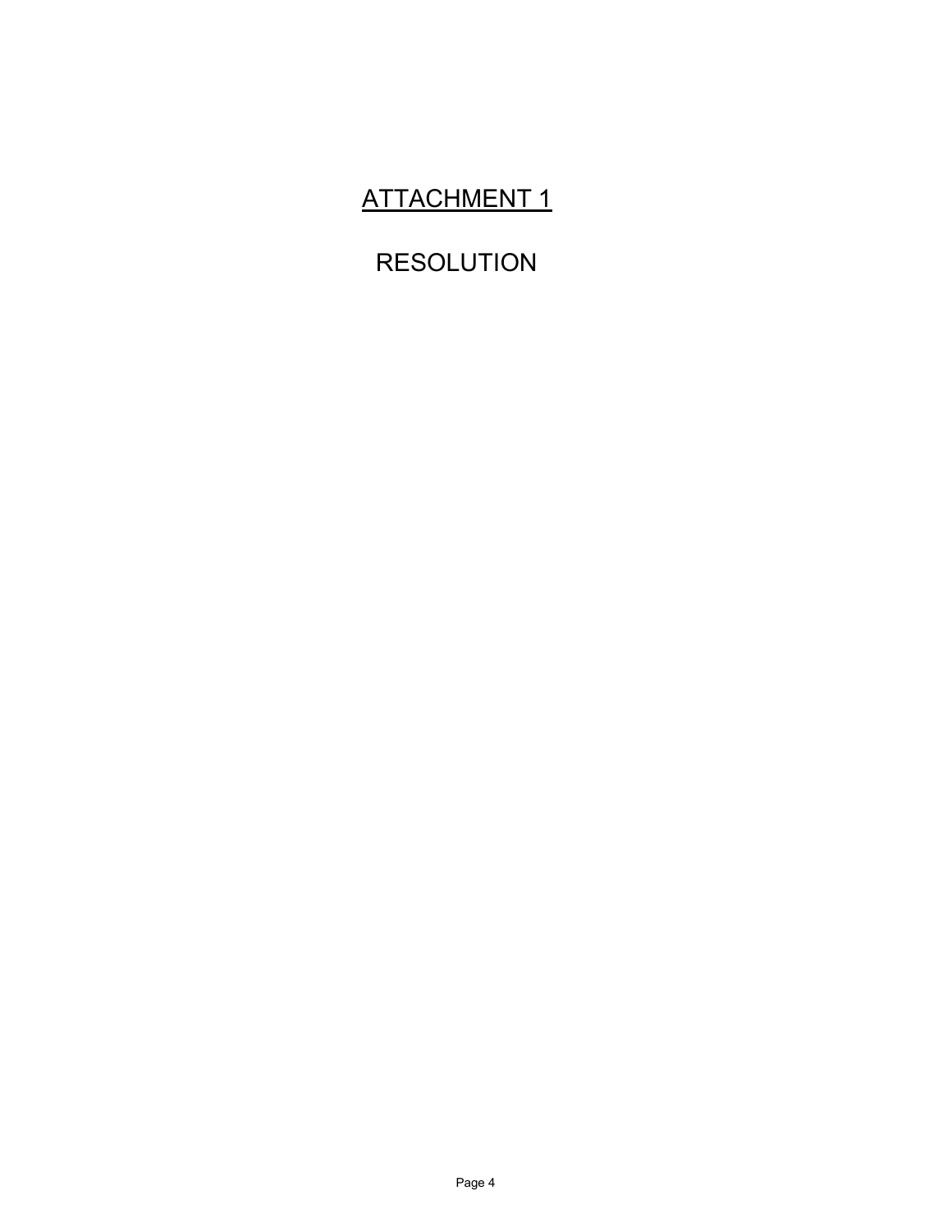# ATTACHMENT 1

# RESOLUTION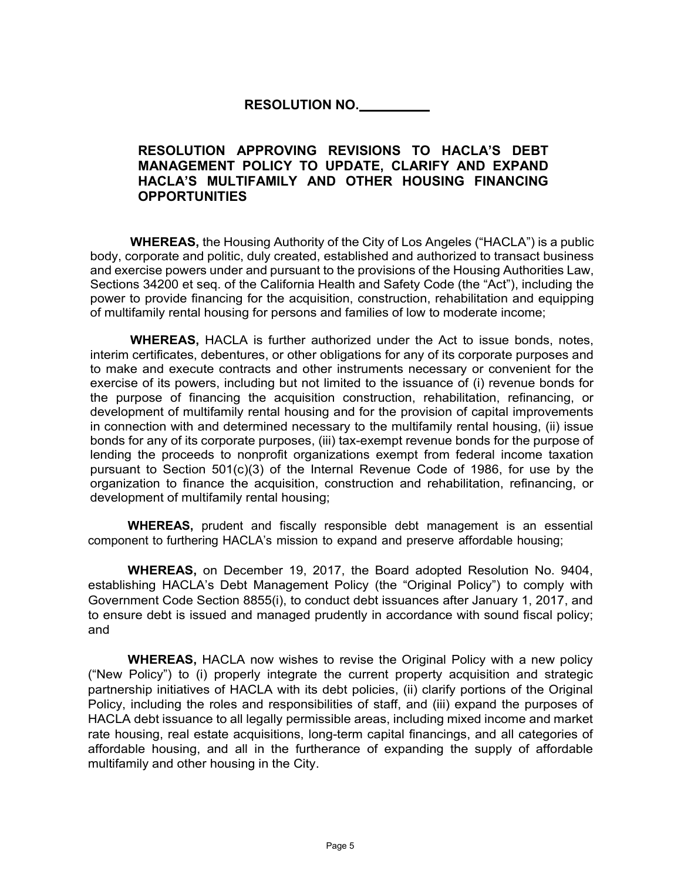# RESOLUTION NO.\_\_\_\_\_\_\_\_\_\_

## RESOLUTION APPROVING REVISIONS TO HACLA'S DEBT MANAGEMENT POLICY TO UPDATE, CLARIFY AND EXPAND HACLA'S MULTIFAMILY AND OTHER HOUSING FINANCING OPPORTUNITIES

**WHEREAS,** the Housing Authority of the City of Los Angeles ("HACLA") is a public body, corporate and politic, duly created, established and authorized to transact business and exercise powers under and pursuant to the provisions of the Housing Authorities Law, Sections 34200 et seq. of the California Health and Safety Code (the "Act"), including the power to provide financing for the acquisition, construction, rehabilitation and equipping of multifamily rental housing for persons and families of low to moderate income;

**WHEREAS,** HACLA is further authorized under the Act to issue bonds, notes, interim certificates, debentures, or other obligations for any of its corporate purposes and to make and execute contracts and other instruments necessary or convenient for the exercise of its powers, including but not limited to the issuance of (i) revenue bonds for the purpose of financing the acquisition construction, rehabilitation, refinancing, or development of multifamily rental housing and for the provision of capital improvements in connection with and determined necessary to the multifamily rental housing, (ii) issue bonds for any of its corporate purposes, (iii) tax-exempt revenue bonds for the purpose of lending the proceeds to nonprofit organizations exempt from federal income taxation pursuant to Section 501(c)(3) of the Internal Revenue Code of 1986, for use by the organization to finance the acquisition, construction and rehabilitation, refinancing, or development of multifamily rental housing;

**WHEREAS,** prudent and fiscally responsible debt management is an essential component to furthering HACLA's mission to expand and preserve affordable housing;

**WHEREAS,** on December 19, 2017, the Board adopted Resolution No. 9404, establishing HACLA's Debt Management Policy (the "Original Policy") to comply with Government Code Section 8855(i), to conduct debt issuances after January 1, 2017, and to ensure debt is issued and managed prudently in accordance with sound fiscal policy; and

**WHEREAS,** HACLA now wishes to revise the Original Policy with a new policy ("New Policy") to (i) properly integrate the current property acquisition and strategic partnership initiatives of HACLA with its debt policies, (ii) clarify portions of the Original Policy, including the roles and responsibilities of staff, and (iii) expand the purposes of HACLA debt issuance to all legally permissible areas, including mixed income and market rate housing, real estate acquisitions, long-term capital financings, and all categories of affordable housing, and all in the furtherance of expanding the supply of affordable multifamily and other housing in the City.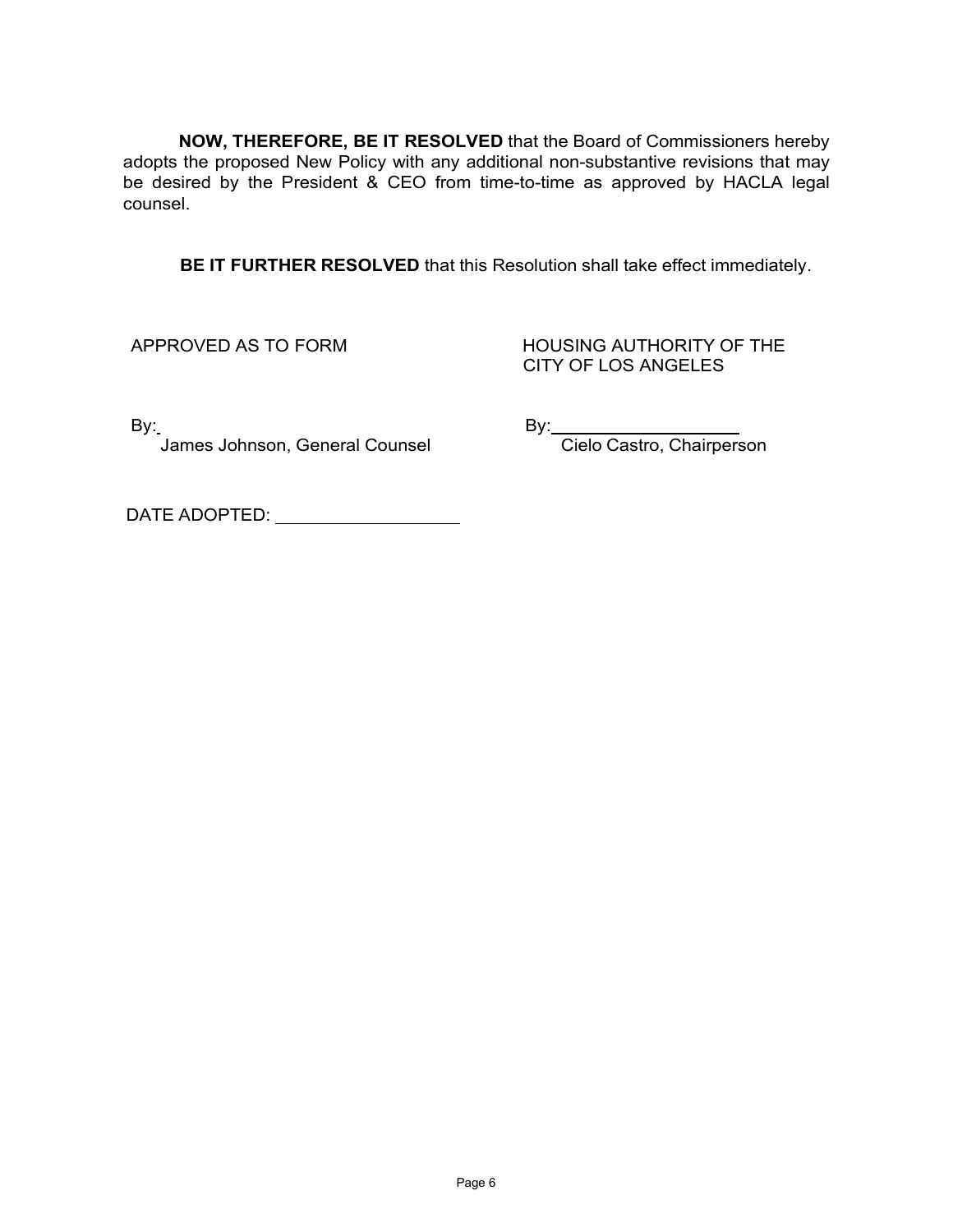**NOW, THEREFORE, BE IT RESOLVED** that the Board of Commissioners hereby adopts the proposed New Policy with any additional non-substantive revisions that may be desired by the President & CEO from time-to-time as approved by HACLA legal counsel.

**BE IT FURTHER RESOLVED** that this Resolution shall take effect immediately.

APPROVED AS TO FORM

By:
James Johnson, General Counsel

HOUSING AUTHORITY OF THE CITY OF LOS ANGELES

By: ____________________
Cielo Castro, Chairperson

DATE ADOPTED: ____________________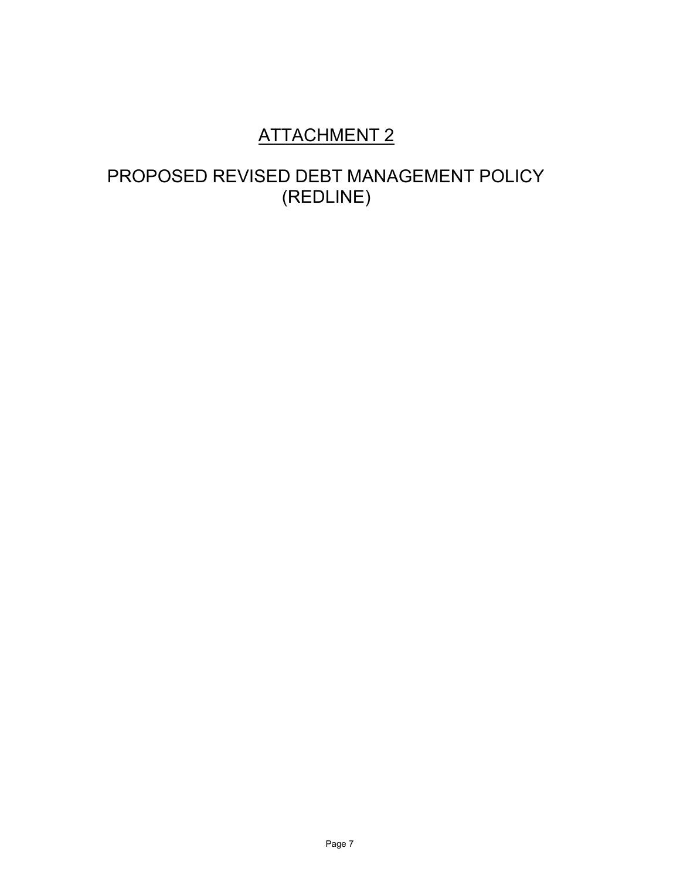# ATTACHMENT 2

# PROPOSED REVISED DEBT MANAGEMENT POLICY (REDLINE)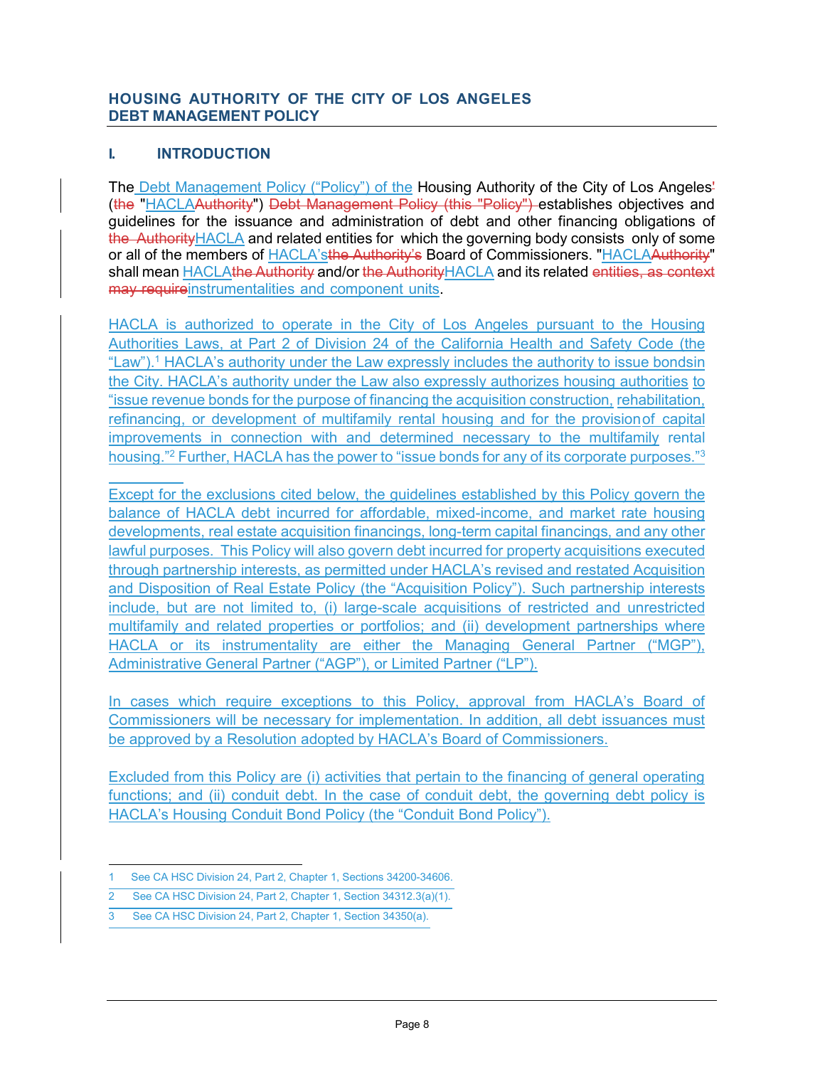# HOUSING AUTHORITY OF THE CITY OF LOS ANGELES
# DEBT MANAGEMENT POLICY

## I. INTRODUCTION

The Debt Management Policy ("Policy") of the Housing Authority of the City of Los Angeles~~'~~ (~~the~~ "HACLA~~Authority~~") ~~Debt Management Policy (this "Policy")~~ establishes objectives and guidelines for the issuance and administration of debt and other financing obligations of ~~the Authority~~HACLA and related entities for which the governing body consists only of some or all of the members of HACLA's~~the Authority's~~ Board of Commissioners. "HACLA~~Authority~~" shall mean HACLA~~the Authority~~ and/or ~~the Authority~~HACLA and its related ~~entities, as context may require~~instrumentalities and component units.

HACLA is authorized to operate in the City of Los Angeles pursuant to the Housing Authorities Laws, at Part 2 of Division 24 of the California Health and Safety Code (the "Law").[1] HACLA's authority under the Law expressly includes the authority to issue bondsin the City. HACLA's authority under the Law also expressly authorizes housing authorities to "issue revenue bonds for the purpose of financing the acquisition construction, rehabilitation, refinancing, or development of multifamily rental housing and for the provisionof capital improvements in connection with and determined necessary to the multifamily rental housing."[2] Further, HACLA has the power to "issue bonds for any of its corporate purposes."[3]

Except for the exclusions cited below, the guidelines established by this Policy govern the balance of HACLA debt incurred for affordable, mixed-income, and market rate housing developments, real estate acquisition financings, long-term capital financings, and any other lawful purposes. This Policy will also govern debt incurred for property acquisitions executed through partnership interests, as permitted under HACLA's revised and restated Acquisition and Disposition of Real Estate Policy (the "Acquisition Policy"). Such partnership interests include, but are not limited to, (i) large-scale acquisitions of restricted and unrestricted multifamily and related properties or portfolios; and (ii) development partnerships where HACLA or its instrumentality are either the Managing General Partner ("MGP"), Administrative General Partner ("AGP"), or Limited Partner ("LP").

In cases which require exceptions to this Policy, approval from HACLA's Board of Commissioners will be necessary for implementation. In addition, all debt issuances must be approved by a Resolution adopted by HACLA's Board of Commissioners.

Excluded from this Policy are (i) activities that pertain to the financing of general operating functions; and (ii) conduit debt. In the case of conduit debt, the governing debt policy is HACLA's Housing Conduit Bond Policy (the "Conduit Bond Policy").

---

1 See CA HSC Division 24, Part 2, Chapter 1, Sections 34200-34606.

2 See CA HSC Division 24, Part 2, Chapter 1, Section 34312.3(a)(1).

3 See CA HSC Division 24, Part 2, Chapter 1, Section 34350(a).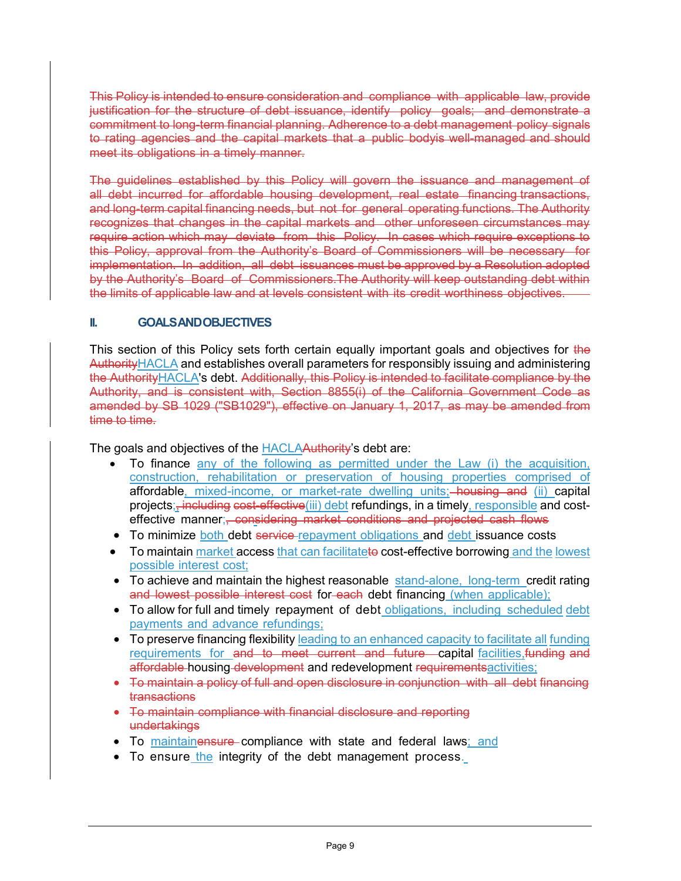~~This Policy is intended to ensure consideration and compliance with applicable law, provide justification for the structure of debt issuance, identify policy goals; and demonstrate a commitment to long-term financial planning. Adherence to a debt management policy signals to rating agencies and the capital markets that a public bodyis well-managed and should meet its obligations in a timely manner.~~

~~The guidelines established by this Policy will govern the issuance and management of all debt incurred for affordable housing development, real estate financing transactions, and long-term capital financing needs, but not for general operating functions. The Authority recognizes that changes in the capital markets and other unforeseen circumstances may require action which may deviate from this Policy. In cases which require exceptions to this Policy, approval from the Authority's Board of Commissioners will be necessary for implementation. In addition, all debt issuances must be approved by a Resolution adopted by the Authority's Board of Commissioners.The Authority will keep outstanding debt within the limits of applicable law and at levels consistent with its credit worthiness objectives.~~

## II. GOALS AND OBJECTIVES

This section of this Policy sets forth certain equally important goals and objectives for ~~the Authority~~HACLA and establishes overall parameters for responsibly issuing and administering ~~the Authority~~HACLA's debt. ~~Additionally, this Policy is intended to facilitate compliance by the Authority, and is consistent with, Section 8855(i) of the California Government Code as amended by SB 1029 ("SB1029"), effective on January 1, 2017, as may be amended from time to time.~~

The goals and objectives of the HACLA~~Authority~~'s debt are:

- To finance any of the following as permitted under the Law (i) the acquisition, construction, rehabilitation or preservation of housing properties comprised of affordable, mixed-income, or market-rate dwelling units; ~~housing and~~ (ii) capital projects;~~, including cost-effective~~(iii) debt refundings, in a timely, responsible and cost-effective manner;~~, considering market conditions and projected cash flows~~
- To minimize both debt ~~service~~ repayment obligations and debt issuance costs
- To maintain market access that can facilitate~~to~~ cost-effective borrowing and the lowest possible interest cost;
- To achieve and maintain the highest reasonable stand-alone, long-term credit rating ~~and lowest possible interest cost~~ for ~~each~~ debt financing (when applicable);
- To allow for full and timely repayment of debt obligations, including scheduled debt payments and advance refundings;
- To preserve financing flexibility leading to an enhanced capacity to facilitate all funding requirements for ~~and to meet current and future~~ capital facilities,~~funding and affordable~~ housing ~~development~~ and redevelopment ~~requirements~~activities;
- ~~To maintain a policy of full and open disclosure in conjunction with all debt financing transactions~~
- ~~To maintain compliance with financial disclosure and reporting undertakings~~
- To maintain~~ensure~~ compliance with state and federal laws; and
- To ensure the integrity of the debt management process.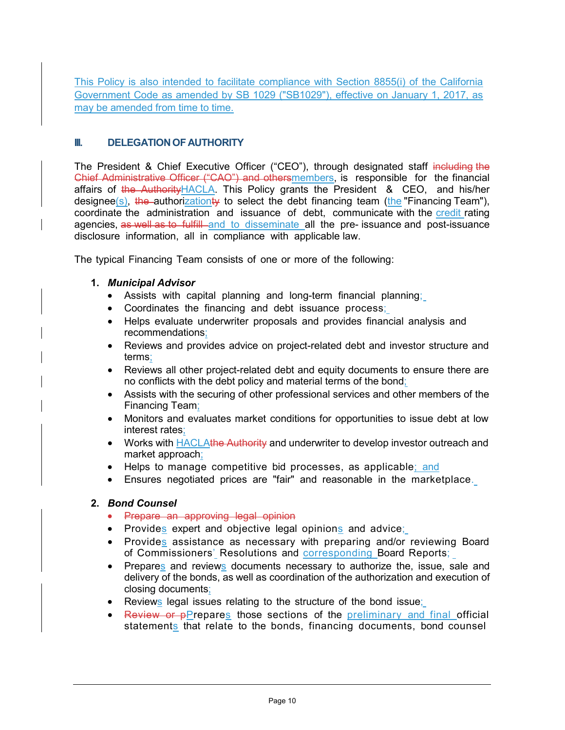This Policy is also intended to facilitate compliance with Section 8855(i) of the California Government Code as amended by SB 1029 ("SB1029"), effective on January 1, 2017, as may be amended from time to time.

## III. DELEGATION OF AUTHORITY

The President & Chief Executive Officer ("CEO"), through designated staff ~~including the Chief Administrative Officer ("CAO") and others~~members, is responsible for the financial affairs of ~~the Authority~~HACLA. This Policy grants the President & CEO, and his/her designee(s), ~~the~~ authorization~~ty~~ to select the debt financing team (the "Financing Team"), coordinate the administration and issuance of debt, communicate with the credit rating agencies, ~~as well as to fulfill~~ and to disseminate all the pre- issuance and post-issuance disclosure information, all in compliance with applicable law.

The typical Financing Team consists of one or more of the following:

1. ***Municipal Advisor***
   - Assists with capital planning and long-term financial planning;
   - Coordinates the financing and debt issuance process;
   - Helps evaluate underwriter proposals and provides financial analysis and recommendations;
   - Reviews and provides advice on project-related debt and investor structure and terms;
   - Reviews all other project-related debt and equity documents to ensure there are no conflicts with the debt policy and material terms of the bond;
   - Assists with the securing of other professional services and other members of the Financing Team;
   - Monitors and evaluates market conditions for opportunities to issue debt at low interest rates;
   - Works with HACLA~~the Authority~~ and underwriter to develop investor outreach and market approach;
   - Helps to manage competitive bid processes, as applicable; and
   - Ensures negotiated prices are "fair" and reasonable in the marketplace.

2. ***Bond Counsel***
   - ~~Prepare an approving legal opinion~~
   - Provides expert and objective legal opinions and advice;
   - Provides assistance as necessary with preparing and/or reviewing Board of Commissioners' Resolutions and corresponding Board Reports;
   - Prepares and reviews documents necessary to authorize the, issue, sale and delivery of the bonds, as well as coordination of the authorization and execution of closing documents;
   - Reviews legal issues relating to the structure of the bond issue;
   - ~~Review or p~~Prepares those sections of the preliminary and final official statements that relate to the bonds, financing documents, bond counsel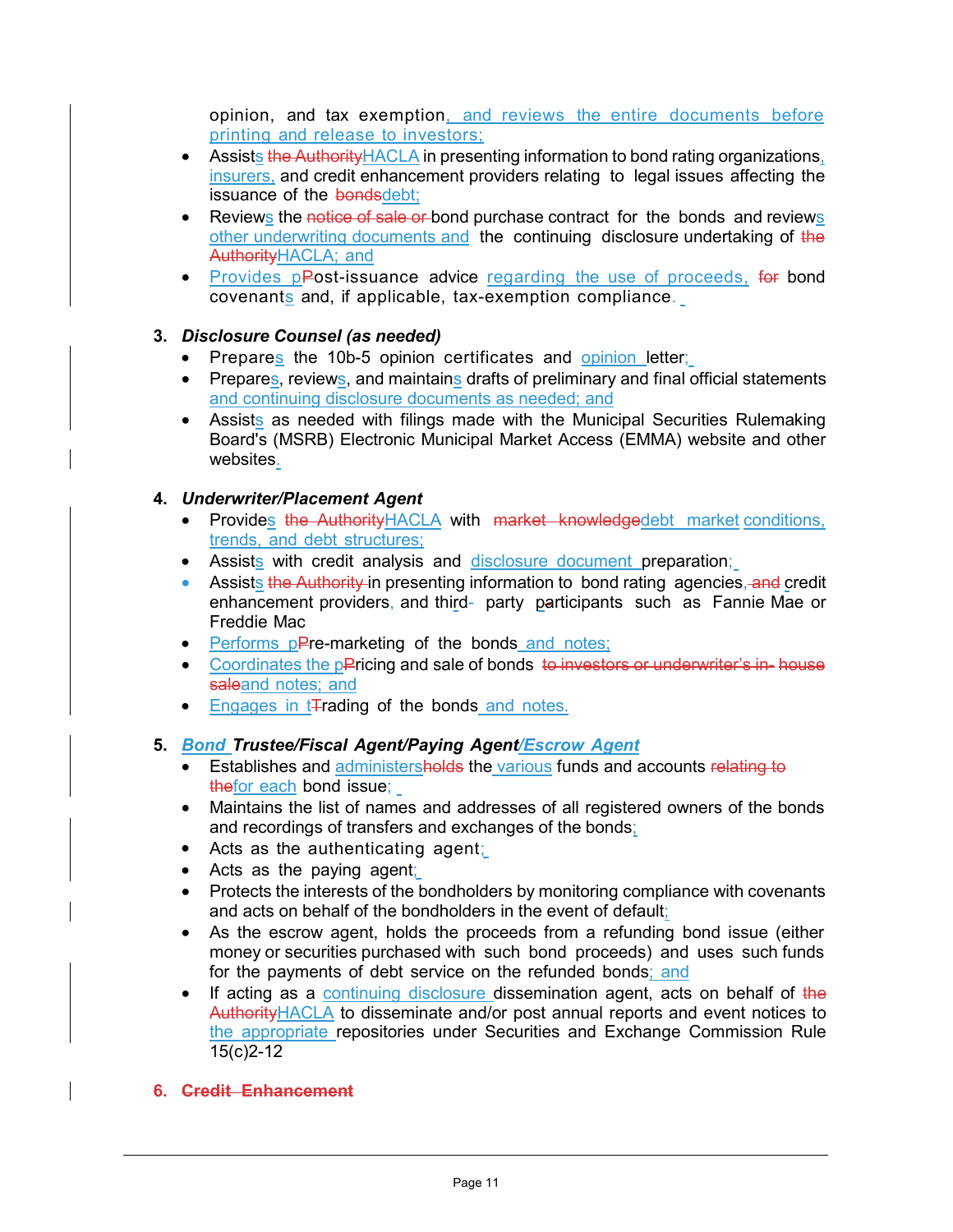opinion, and tax exemption, and reviews the entire documents before printing and release to investors;

- Assists ~~the Authority~~HACLA in presenting information to bond rating organizations, insurers, and credit enhancement providers relating to legal issues affecting the issuance of the ~~bonds~~debt;
- Reviews the ~~notice of sale or~~ bond purchase contract for the bonds and reviews other underwriting documents and the continuing disclosure undertaking of ~~the Authority~~HACLA; and
- Provides ~~P~~post-issuance advice regarding the use of proceeds, ~~for~~ bond covenants and, if applicable, tax-exemption compliance.

**3. *Disclosure Counsel (as needed)***

- Prepares the 10b-5 opinion certificates and opinion letter;
- Prepares, reviews, and maintains drafts of preliminary and final official statements and continuing disclosure documents as needed; and
- Assists as needed with filings made with the Municipal Securities Rulemaking Board's (MSRB) Electronic Municipal Market Access (EMMA) website and other websites.

**4. *Underwriter/Placement Agent***

- Provides ~~the Authority~~HACLA with ~~market knowledge~~debt market conditions, trends, and debt structures;
- Assists with credit analysis and disclosure document preparation;
- Assists ~~the Authority~~ in presenting information to bond rating agencies, ~~and~~ credit enhancement providers, and third- party participants such as Fannie Mae or Freddie Mac
- Performs ~~P~~pre-marketing of the bonds and notes;
- Coordinates the ~~P~~pricing and sale of bonds ~~to investors or underwriter's in- house sale~~and notes; and
- Engages in ~~T~~trading of the bonds and notes.

**5. *Bond Trustee/Fiscal Agent/Paying Agent/Escrow Agent***

- Establishes and administers~~holds~~ the various funds and accounts ~~relating to the~~for each bond issue;
- Maintains the list of names and addresses of all registered owners of the bonds and recordings of transfers and exchanges of the bonds;
- Acts as the authenticating agent;
- Acts as the paying agent;
- Protects the interests of the bondholders by monitoring compliance with covenants and acts on behalf of the bondholders in the event of default;
- As the escrow agent, holds the proceeds from a refunding bond issue (either money or securities purchased with such bond proceeds) and uses such funds for the payments of debt service on the refunded bonds; and
- If acting as a continuing disclosure dissemination agent, acts on behalf of ~~the Authority~~HACLA to disseminate and/or post annual reports and event notices to the appropriate repositories under Securities and Exchange Commission Rule 15(c)2-12

~~**6. Credit Enhancement**~~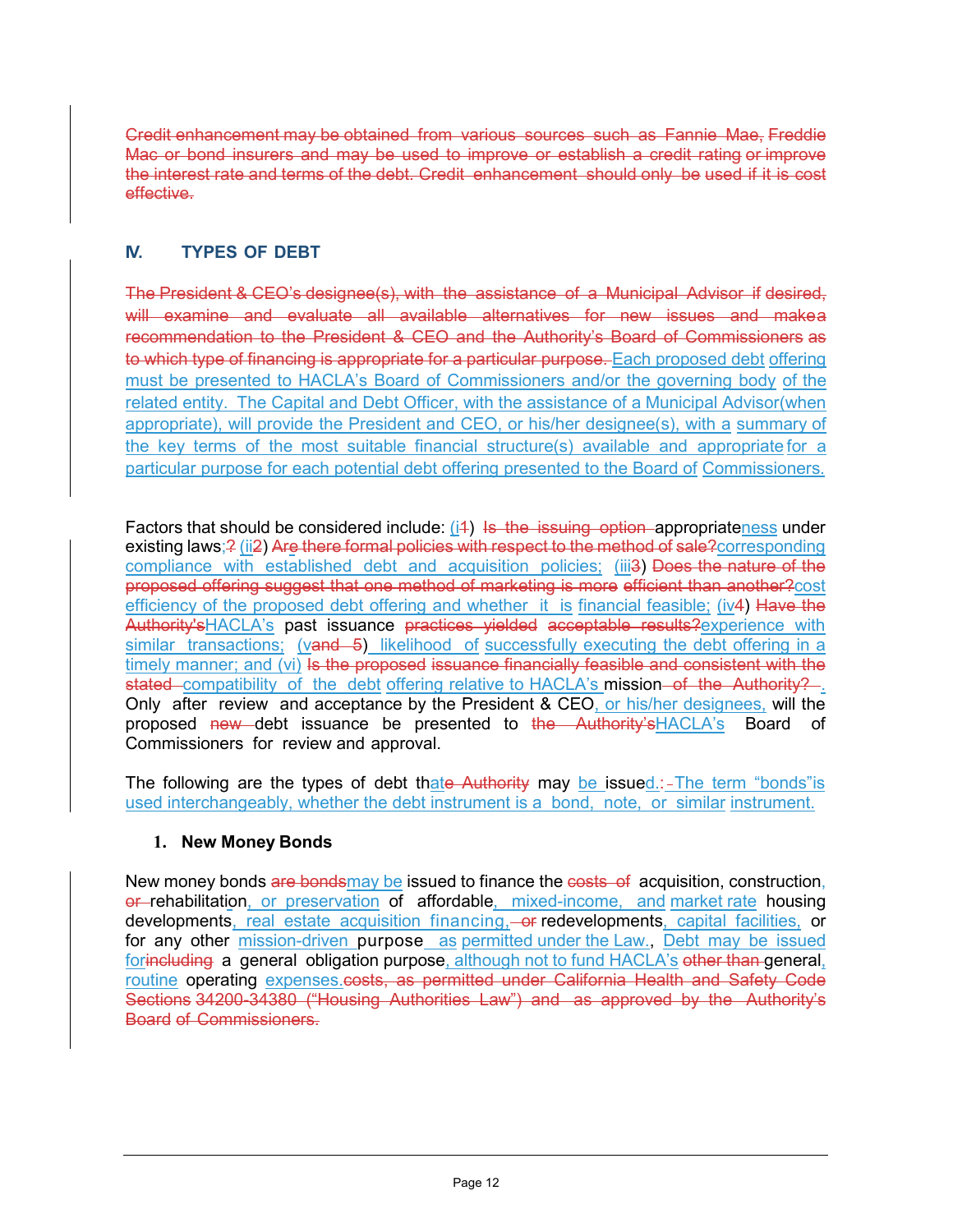~~Credit enhancement may be obtained from various sources such as Fannie Mae, Freddie Mac or bond insurers and may be used to improve or establish a credit rating or improve the interest rate and terms of the debt. Credit enhancement should only be used if it is cost effective.~~

## IV. TYPES OF DEBT

~~The President & CEO's designee(s), with the assistance of a Municipal Advisor if desired, will examine and evaluate all available alternatives for new issues and make a recommendation to the President & CEO and the Authority's Board of Commissioners as to which type of financing is appropriate for a particular purpose.~~ Each proposed debt offering must be presented to HACLA's Board of Commissioners and/or the governing body of the related entity. The Capital and Debt Officer, with the assistance of a Municipal Advisor(when appropriate), will provide the President and CEO, or his/her designee(s), with a summary of the key terms of the most suitable financial structure(s) available and appropriate for a particular purpose for each potential debt offering presented to the Board of Commissioners.

Factors that should be considered include: (i~~1~~) ~~Is the issuing option~~ appropriateness under existing laws;~~?~~ (ii~~2~~) ~~Are there formal policies with respect to the method of sale?~~corresponding compliance with established debt and acquisition policies; (iii~~3~~) ~~Does the nature of the proposed offering suggest that one method of marketing is more efficient than another?~~cost efficiency of the proposed debt offering and whether it is financial feasible; (iv~~4~~) ~~Have the Authority's~~HACLA's past issuance ~~practices yielded acceptable results?~~experience with similar transactions; (v~~and 5~~) likelihood of successfully executing the debt offering in a timely manner; and (vi) ~~Is the proposed issuance financially feasible and consistent with the stated~~ compatibility of the debt offering relative to HACLA's mission ~~of the Authority?~~. Only after review and acceptance by the President & CEO, or his/her designees, will the proposed ~~new~~ debt issuance be presented to ~~the Authority's~~HACLA's Board of Commissioners for review and approval.

The following are the types of debt that~~e Authority~~ may be issued.~~:~~ The term "bonds" is used interchangeably, whether the debt instrument is a bond, note, or similar instrument.

### 1. New Money Bonds

New money bonds ~~are bonds~~may be issued to finance the ~~costs of~~ acquisition, construction, ~~or~~ rehabilitation, or preservation of affordable, mixed-income, and market rate housing developments, real estate acquisition financing, ~~or~~ redevelopments, capital facilities, or for any other mission-driven purpose as permitted under the Law., Debt may be issued for~~including~~ a general obligation purpose, although not to fund HACLA's ~~other than~~ general, routine operating expenses.~~costs, as permitted under California Health and Safety Code Sections 34200-34380 ("Housing Authorities Law") and as approved by the Authority's Board of Commissioners.~~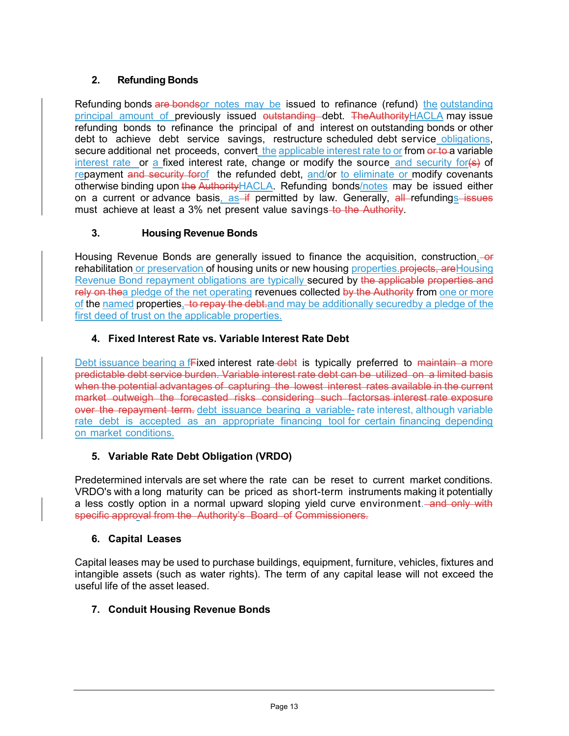## 2. Refunding Bonds

Refunding bonds ~~are bonds~~or notes may be issued to refinance (refund) the outstanding principal amount of previously issued ~~outstanding~~ debt. ~~TheAuthority~~HACLA may issue refunding bonds to refinance the principal of and interest on outstanding bonds or other debt to achieve debt service savings, restructure scheduled debt service obligations, secure additional net proceeds, convert the applicable interest rate to or from ~~or to~~ a variable interest rate or a fixed interest rate, change or modify the source and security for~~(s)~~ of repayment ~~and security for~~of the refunded debt, and/or to eliminate or modify covenants otherwise binding upon ~~the Authority~~HACLA. Refunding bonds/notes may be issued either on a current or advance basis, as ~~if~~ permitted by law. Generally, ~~all~~ refundings ~~issues~~ must achieve at least a 3% net present value savings ~~to the Authority~~.

## 3. Housing Revenue Bonds

Housing Revenue Bonds are generally issued to finance the acquisition, construction, ~~or~~ rehabilitation or preservation of housing units or new housing properties.~~projects, are~~Housing Revenue Bond repayment obligations are typically secured by ~~the applicable properties and rely on the~~a pledge of the net operating revenues collected ~~by the Authority~~ from one or more of the named properties, ~~to repay the debt.~~and may be additionally securedby a pledge of the first deed of trust on the applicable properties.

## 4. Fixed Interest Rate vs. Variable Interest Rate Debt

Debt issuance bearing a f~~F~~ixed interest rate ~~debt~~ is typically preferred to ~~maintain a more predictable debt service burden. Variable interest rate debt can be utilized on a limited basis when the potential advantages of capturing the lowest interest rates available in the current market outweigh the forecasted risks considering such factorsas interest rate exposure over the repayment term.~~ debt issuance bearing a variable- rate interest, although variable rate debt is accepted as an appropriate financing tool for certain financing depending on market conditions.

## 5. Variable Rate Debt Obligation (VRDO)

Predetermined intervals are set where the rate can be reset to current market conditions. VRDO's with a long maturity can be priced as short-term instruments making it potentially a less costly option in a normal upward sloping yield curve environment. ~~and only with specific approval from the Authority's Board of Commissioners.~~

## 6. Capital Leases

Capital leases may be used to purchase buildings, equipment, furniture, vehicles, fixtures and intangible assets (such as water rights). The term of any capital lease will not exceed the useful life of the asset leased.

## 7. Conduit Housing Revenue Bonds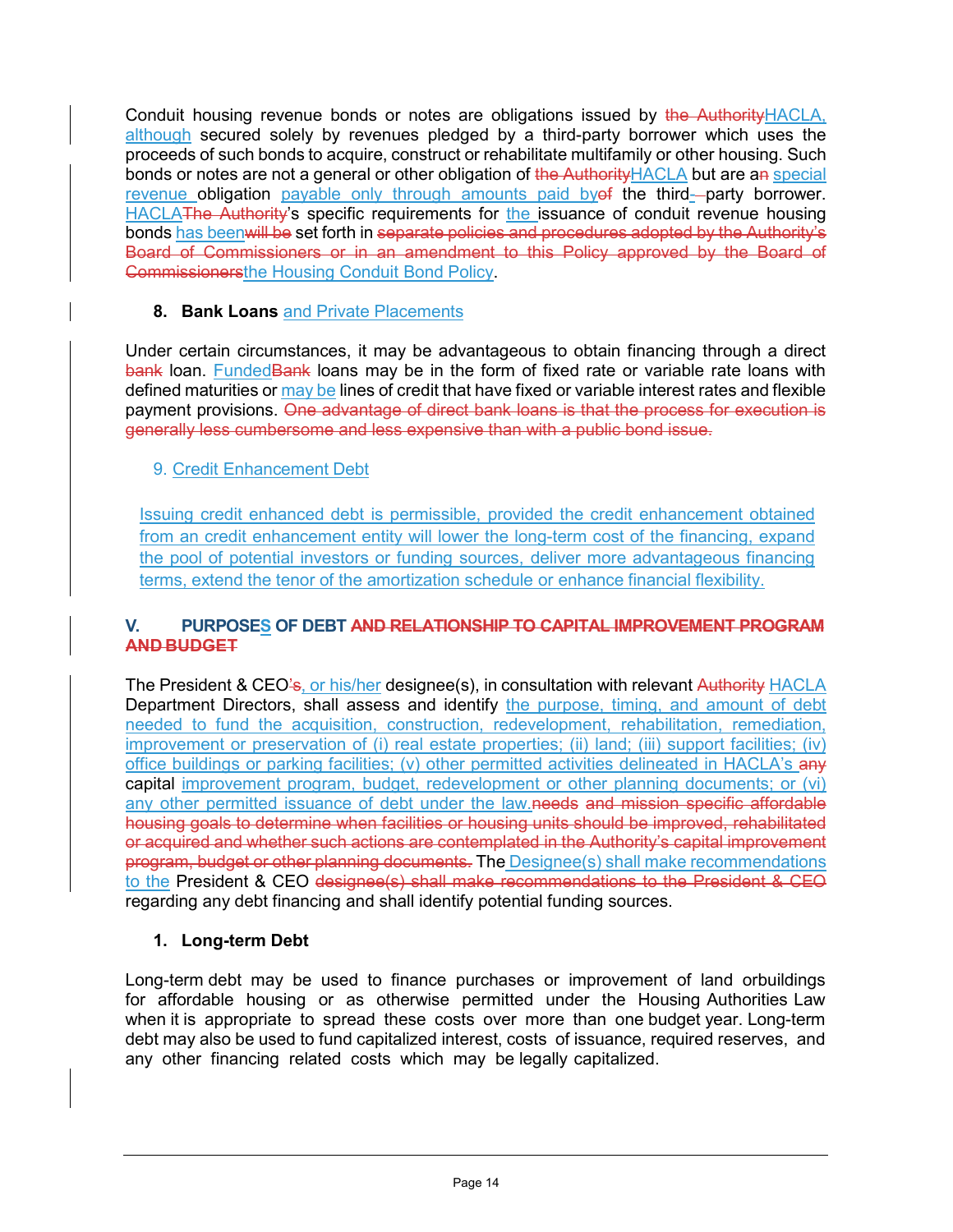Conduit housing revenue bonds or notes are obligations issued by ~~the Authority~~HACLA, although secured solely by revenues pledged by a third-party borrower which uses the proceeds of such bonds to acquire, construct or rehabilitate multifamily or other housing. Such bonds or notes are not a general or other obligation of ~~the Authority~~HACLA but are a~~n~~ special revenue obligation payable only through amounts paid by~~of~~ the third-party borrower. HACLA~~The Authority~~'s specific requirements for the issuance of conduit revenue housing bonds has been~~will be~~ set forth in ~~separate policies and procedures adopted by the Authority's Board of Commissioners or in an amendment to this Policy approved by the Board of Commissioners~~the Housing Conduit Bond Policy.

**8. Bank Loans** and Private Placements

Under certain circumstances, it may be advantageous to obtain financing through a direct ~~bank~~ loan. Funded~~Bank~~ loans may be in the form of fixed rate or variable rate loans with defined maturities or may be lines of credit that have fixed or variable interest rates and flexible payment provisions. ~~One advantage of direct bank loans is that the process for execution is generally less cumbersome and less expensive than with a public bond issue.~~

9. Credit Enhancement Debt

Issuing credit enhanced debt is permissible, provided the credit enhancement obtained from an credit enhancement entity will lower the long-term cost of the financing, expand the pool of potential investors or funding sources, deliver more advantageous financing terms, extend the tenor of the amortization schedule or enhance financial flexibility.

## V. PURPOSES OF DEBT ~~AND RELATIONSHIP TO CAPITAL IMPROVEMENT PROGRAM AND BUDGET~~

The President & CEO~~'s~~, or his/her designee(s), in consultation with relevant ~~Authority~~ HACLA Department Directors, shall assess and identify the purpose, timing, and amount of debt needed to fund the acquisition, construction, redevelopment, rehabilitation, remediation, improvement or preservation of (i) real estate properties; (ii) land; (iii) support facilities; (iv) office buildings or parking facilities; (v) other permitted activities delineated in HACLA's ~~any~~ capital improvement program, budget, redevelopment or other planning documents; or (vi) any other permitted issuance of debt under the law.~~needs and mission specific affordable housing goals to determine when facilities or housing units should be improved, rehabilitated or acquired and whether such actions are contemplated in the Authority's capital improvement program, budget or other planning documents.~~ The Designee(s) shall make recommendations to the President & CEO ~~designee(s) shall make recommendations to the President & CEO~~ regarding any debt financing and shall identify potential funding sources.

**1. Long-term Debt**

Long-term debt may be used to finance purchases or improvement of land orbuildings for affordable housing or as otherwise permitted under the Housing Authorities Law when it is appropriate to spread these costs over more than one budget year. Long-term debt may also be used to fund capitalized interest, costs of issuance, required reserves, and any other financing related costs which may be legally capitalized.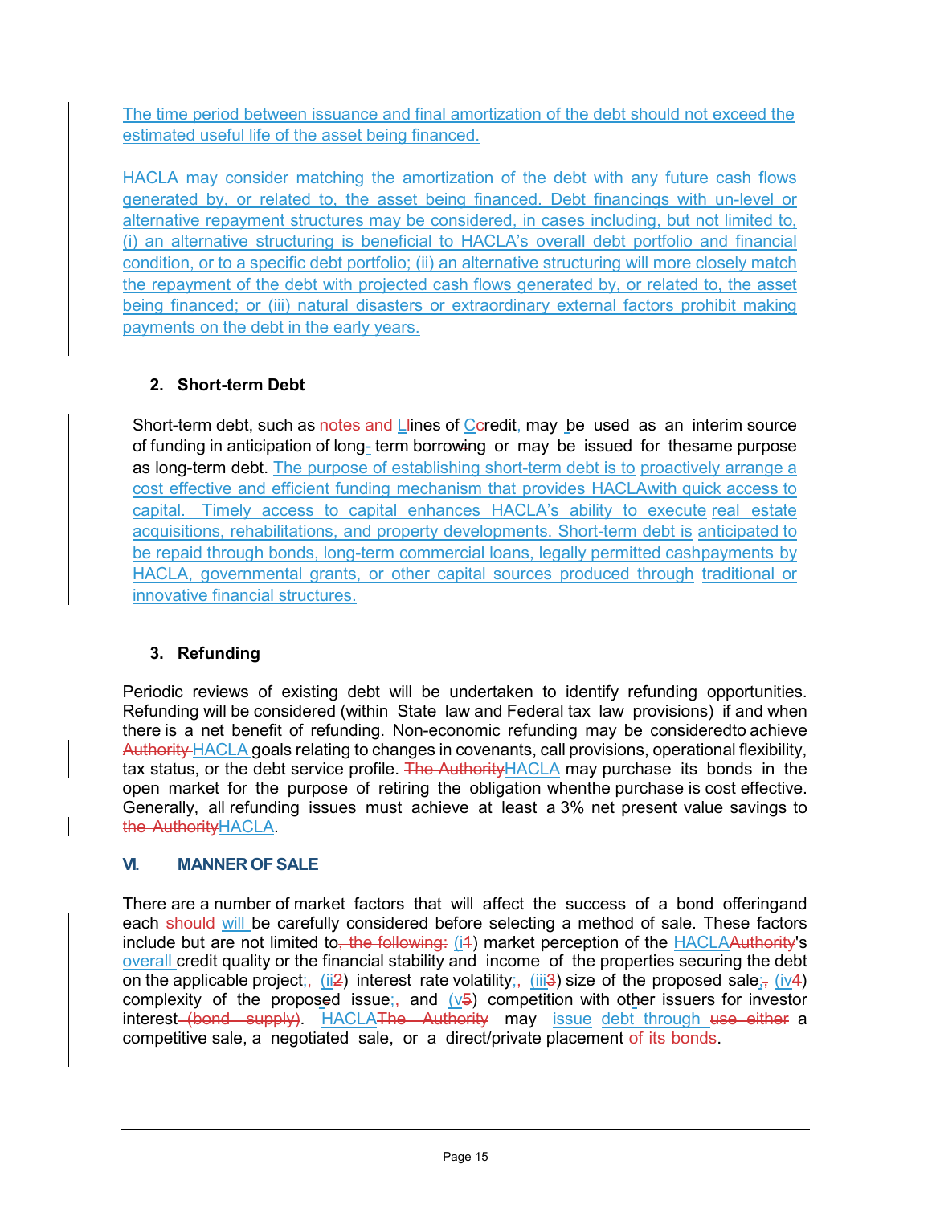The time period between issuance and final amortization of the debt should not exceed the estimated useful life of the asset being financed.

HACLA may consider matching the amortization of the debt with any future cash flows generated by, or related to, the asset being financed. Debt financings with un-level or alternative repayment structures may be considered, in cases including, but not limited to, (i) an alternative structuring is beneficial to HACLA's overall debt portfolio and financial condition, or to a specific debt portfolio; (ii) an alternative structuring will more closely match the repayment of the debt with projected cash flows generated by, or related to, the asset being financed; or (iii) natural disasters or extraordinary external factors prohibit making payments on the debt in the early years.

### 2. Short-term Debt

Short-term debt, such as Lines of Credit, may be used as an interim source of funding in anticipation of long-term borrowing or may be issued for the same purpose as long-term debt. The purpose of establishing short-term debt is to proactively arrange a cost effective and efficient funding mechanism that provides HACLA with quick access to capital. Timely access to capital enhances HACLA's ability to execute real estate acquisitions, rehabilitations, and property developments. Short-term debt is anticipated to be repaid through bonds, long-term commercial loans, legally permitted cash payments by HACLA, governmental grants, or other capital sources produced through traditional or innovative financial structures.

### 3. Refunding

Periodic reviews of existing debt will be undertaken to identify refunding opportunities. Refunding will be considered (within State law and Federal tax law provisions) if and when there is a net benefit of refunding. Non-economic refunding may be considered to achieve HACLA goals relating to changes in covenants, call provisions, operational flexibility, tax status, or the debt service profile. HACLA may purchase its bonds in the open market for the purpose of retiring the obligation when the purchase is cost effective. Generally, all refunding issues must achieve at least a 3% net present value savings to HACLA.

## VI. MANNER OF SALE

There are a number of market factors that will affect the success of a bond offering and each will be carefully considered before selecting a method of sale. These factors include but are not limited to (i) market perception of the HACLA's overall credit quality or the financial stability and income of the properties securing the debt on the applicable project, (ii) interest rate volatility, (iii) size of the proposed sale, (iv) complexity of the proposed issue, and (v) competition with other issuers for investor interest. HACLA may issue debt through a competitive sale, a negotiated sale, or a direct/private placement.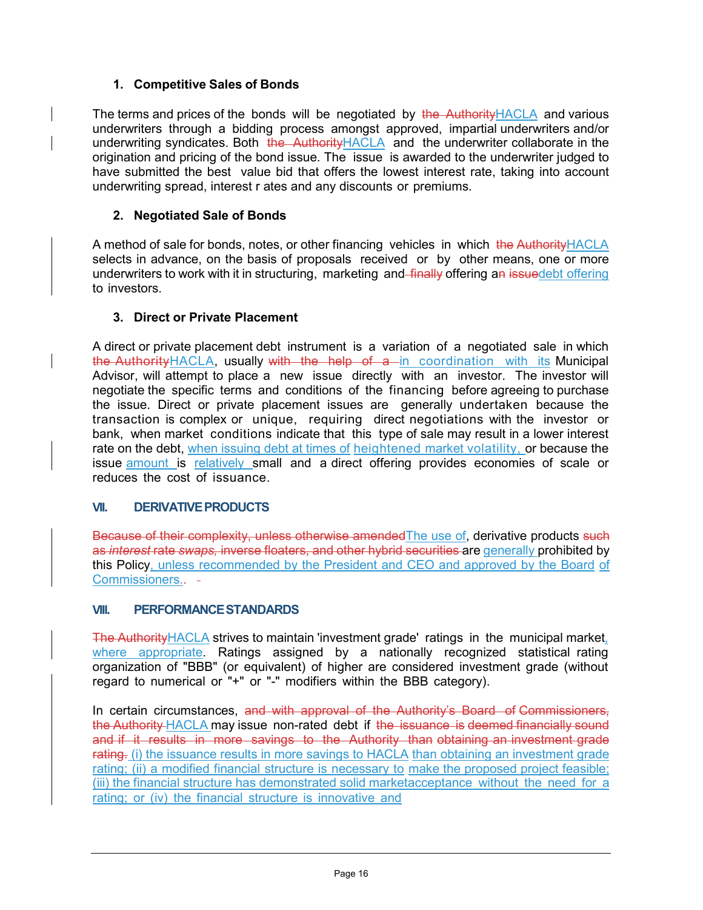### 1. Competitive Sales of Bonds

The terms and prices of the bonds will be negotiated by ~~the Authority~~HACLA and various underwriters through a bidding process amongst approved, impartial underwriters and/or underwriting syndicates. Both ~~the Authority~~HACLA and the underwriter collaborate in the origination and pricing of the bond issue. The issue is awarded to the underwriter judged to have submitted the best value bid that offers the lowest interest rate, taking into account underwriting spread, interest r ates and any discounts or premiums.

### 2. Negotiated Sale of Bonds

A method of sale for bonds, notes, or other financing vehicles in which ~~the Authority~~HACLA selects in advance, on the basis of proposals received or by other means, one or more underwriters to work with it in structuring, marketing and ~~finally~~ offering a~~n~~ ~~issue~~debt offering to investors.

### 3. Direct or Private Placement

A direct or private placement debt instrument is a variation of a negotiated sale in which ~~the Authority~~HACLA, usually ~~with the help of a~~ in coordination with its Municipal Advisor, will attempt to place a new issue directly with an investor. The investor will negotiate the specific terms and conditions of the financing before agreeing to purchase the issue. Direct or private placement issues are generally undertaken because the transaction is complex or unique, requiring direct negotiations with the investor or bank, when market conditions indicate that this type of sale may result in a lower interest rate on the debt, when issuing debt at times of heightened market volatility, or because the issue amount is relatively small and a direct offering provides economies of scale or reduces the cost of issuance.

## VII. DERIVATIVE PRODUCTS

~~Because of their complexity, unless otherwise amended~~The use of, derivative products ~~such as *interest* rate *swaps,* inverse floaters, and other hybrid securities~~ are generally prohibited by this Policy, unless recommended by the President and CEO and approved by the Board of Commissioners..

## VIII. PERFORMANCE STANDARDS

~~The Authority~~HACLA strives to maintain 'investment grade' ratings in the municipal market, where appropriate. Ratings assigned by a nationally recognized statistical rating organization of "BBB" (or equivalent) of higher are considered investment grade (without regard to numerical or "+" or "-" modifiers within the BBB category).

In certain circumstances, ~~and with approval of the Authority's Board of Commissioners, the Authority~~ HACLA may issue non-rated debt if ~~the issuance is deemed financially sound and if it results in more savings to the Authority than obtaining an investment grade rating.~~ (i) the issuance results in more savings to HACLA than obtaining an investment grade rating; (ii) a modified financial structure is necessary to make the proposed project feasible; (iii) the financial structure has demonstrated solid marketacceptance without the need for a rating; or (iv) the financial structure is innovative and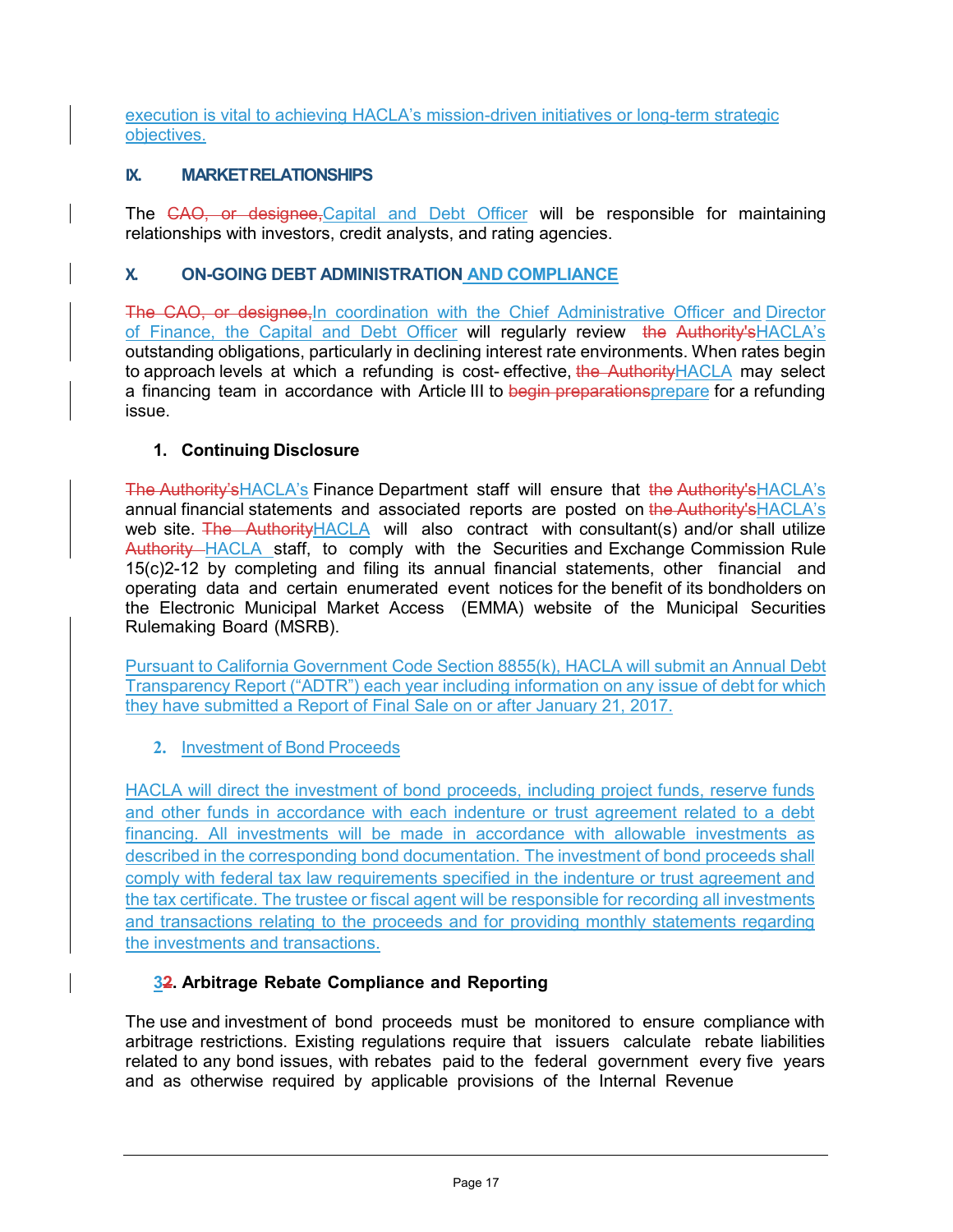execution is vital to achieving HACLA's mission-driven initiatives or long-term strategic objectives.

## IX. MARKET RELATIONSHIPS

The ~~CAO, or designee,~~Capital and Debt Officer will be responsible for maintaining relationships with investors, credit analysts, and rating agencies.

## X. ON-GOING DEBT ADMINISTRATION AND COMPLIANCE

~~The CAO, or designee,~~In coordination with the Chief Administrative Officer and Director of Finance, the Capital and Debt Officer will regularly review ~~the Authority's~~HACLA's outstanding obligations, particularly in declining interest rate environments. When rates begin to approach levels at which a refunding is cost-effective, ~~the Authority~~HACLA may select a financing team in accordance with Article III to ~~begin preparations~~prepare for a refunding issue.

### 1. Continuing Disclosure

~~The Authority's~~HACLA's Finance Department staff will ensure that ~~the Authority's~~HACLA's annual financial statements and associated reports are posted on ~~the Authority's~~HACLA's web site. ~~The Authority~~HACLA will also contract with consultant(s) and/or shall utilize ~~Authority~~ HACLA staff, to comply with the Securities and Exchange Commission Rule 15(c)2-12 by completing and filing its annual financial statements, other financial and operating data and certain enumerated event notices for the benefit of its bondholders on the Electronic Municipal Market Access (EMMA) website of the Municipal Securities Rulemaking Board (MSRB).

Pursuant to California Government Code Section 8855(k), HACLA will submit an Annual Debt Transparency Report ("ADTR") each year including information on any issue of debt for which they have submitted a Report of Final Sale on or after January 21, 2017.

### 2. Investment of Bond Proceeds

HACLA will direct the investment of bond proceeds, including project funds, reserve funds and other funds in accordance with each indenture or trust agreement related to a debt financing. All investments will be made in accordance with allowable investments as described in the corresponding bond documentation. The investment of bond proceeds shall comply with federal tax law requirements specified in the indenture or trust agreement and the tax certificate. The trustee or fiscal agent will be responsible for recording all investments and transactions relating to the proceeds and for providing monthly statements regarding the investments and transactions.

### 3~~2~~. Arbitrage Rebate Compliance and Reporting

The use and investment of bond proceeds must be monitored to ensure compliance with arbitrage restrictions. Existing regulations require that issuers calculate rebate liabilities related to any bond issues, with rebates paid to the federal government every five years and as otherwise required by applicable provisions of the Internal Revenue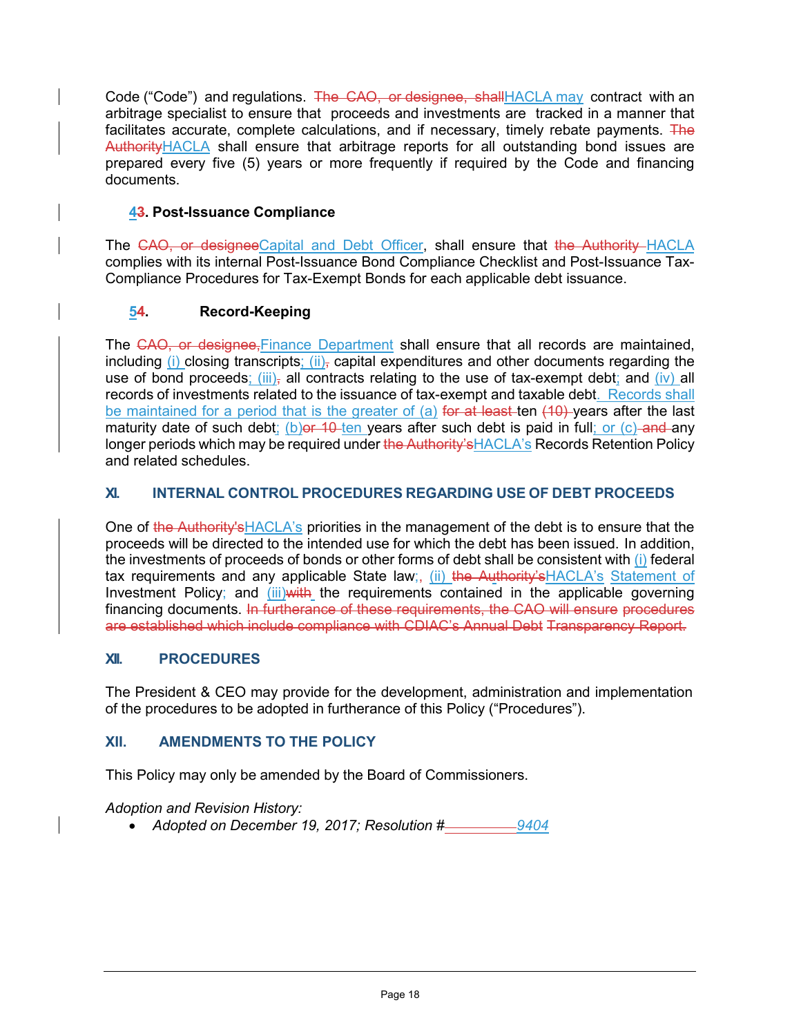Code ("Code") and regulations. ~~The CAO, or designee, shall~~HACLA may contract with an arbitrage specialist to ensure that proceeds and investments are tracked in a manner that facilitates accurate, complete calculations, and if necessary, timely rebate payments. ~~The Authority~~HACLA shall ensure that arbitrage reports for all outstanding bond issues are prepared every five (5) years or more frequently if required by the Code and financing documents.

### 4~~3~~. Post-Issuance Compliance

The ~~CAO, or designee~~Capital and Debt Officer, shall ensure that ~~the Authority~~ HACLA complies with its internal Post-Issuance Bond Compliance Checklist and Post-Issuance Tax-Compliance Procedures for Tax-Exempt Bonds for each applicable debt issuance.

### 5~~4~~. Record-Keeping

The ~~CAO, or designee,~~Finance Department shall ensure that all records are maintained, including (i) closing transcripts; (ii)~~,~~ capital expenditures and other documents regarding the use of bond proceeds; (iii)~~,~~ all contracts relating to the use of tax-exempt debt; and (iv) all records of investments related to the issuance of tax-exempt and taxable debt. Records shall be maintained for a period that is the greater of (a) ~~for at least~~ ten ~~(10)~~ years after the last maturity date of such debt; (b)~~or 10~~ ten years after such debt is paid in full; or (c) ~~and~~ any longer periods which may be required under ~~the Authority's~~HACLA's Records Retention Policy and related schedules.

## XI. INTERNAL CONTROL PROCEDURES REGARDING USE OF DEBT PROCEEDS

One of ~~the Authority's~~HACLA's priorities in the management of the debt is to ensure that the proceeds will be directed to the intended use for which the debt has been issued. In addition, the investments of proceeds of bonds or other forms of debt shall be consistent with (i) federal tax requirements and any applicable State law;~~,~~ (ii) ~~the Authority's~~HACLA's Statement of Investment Policy; and (iii)~~with~~ the requirements contained in the applicable governing financing documents. ~~In furtherance of these requirements, the CAO will ensure procedures are established which include compliance with CDIAC's Annual Debt Transparency Report.~~

## XII. PROCEDURES

The President & CEO may provide for the development, administration and implementation of the procedures to be adopted in furtherance of this Policy ("Procedures").

## XII. AMENDMENTS TO THE POLICY

This Policy may only be amended by the Board of Commissioners.

*Adoption and Revision History:*

- *Adopted on December 19, 2017; Resolution #~~\_\_\_\_\_\_\_\_\_\_~~9404*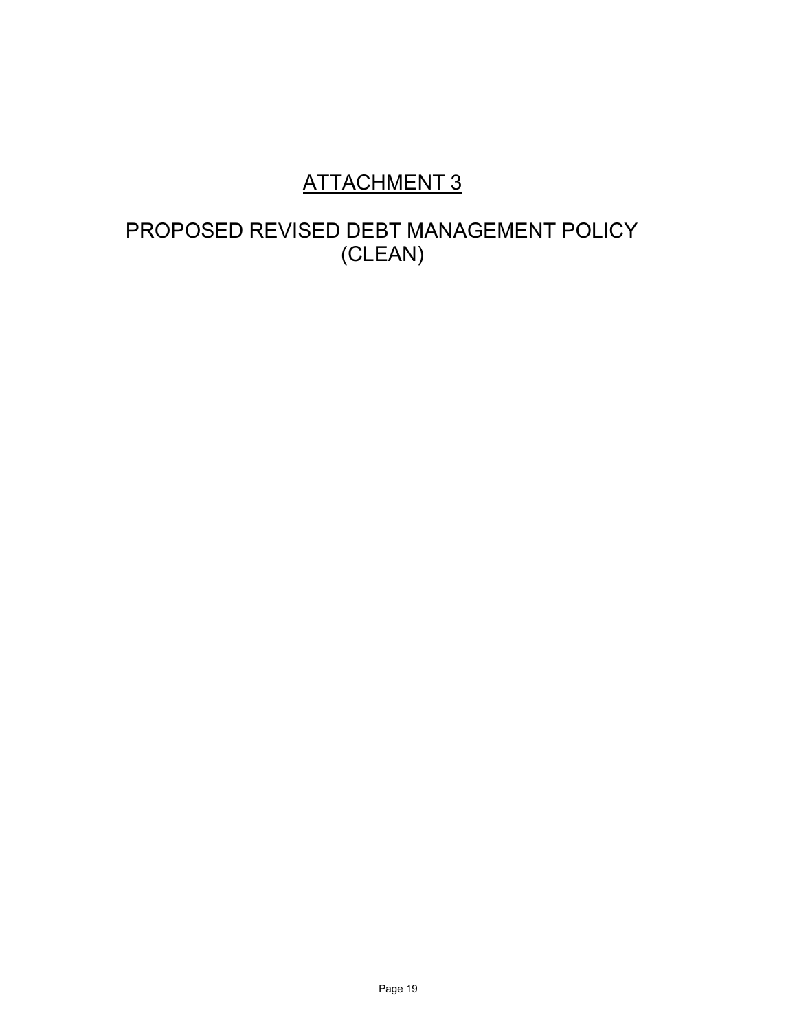# ATTACHMENT 3

## PROPOSED REVISED DEBT MANAGEMENT POLICY (CLEAN)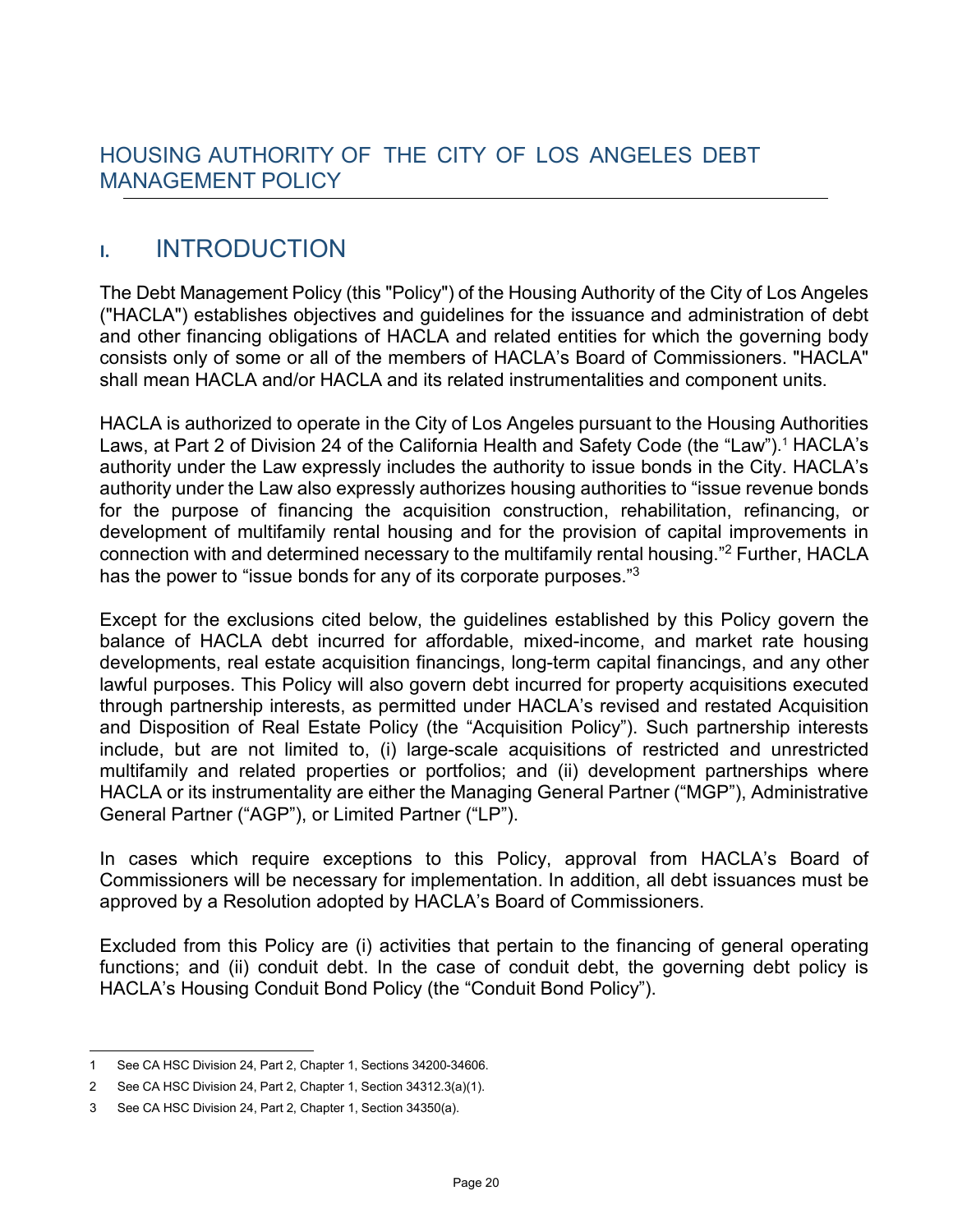# HOUSING AUTHORITY OF THE CITY OF LOS ANGELES DEBT MANAGEMENT POLICY

## I. INTRODUCTION

The Debt Management Policy (this "Policy") of the Housing Authority of the City of Los Angeles ("HACLA") establishes objectives and guidelines for the issuance and administration of debt and other financing obligations of HACLA and related entities for which the governing body consists only of some or all of the members of HACLA's Board of Commissioners. "HACLA" shall mean HACLA and/or HACLA and its related instrumentalities and component units.

HACLA is authorized to operate in the City of Los Angeles pursuant to the Housing Authorities Laws, at Part 2 of Division 24 of the California Health and Safety Code (the "Law").[1] HACLA's authority under the Law expressly includes the authority to issue bonds in the City. HACLA's authority under the Law also expressly authorizes housing authorities to "issue revenue bonds for the purpose of financing the acquisition construction, rehabilitation, refinancing, or development of multifamily rental housing and for the provision of capital improvements in connection with and determined necessary to the multifamily rental housing."[2] Further, HACLA has the power to "issue bonds for any of its corporate purposes."[3]

Except for the exclusions cited below, the guidelines established by this Policy govern the balance of HACLA debt incurred for affordable, mixed-income, and market rate housing developments, real estate acquisition financings, long-term capital financings, and any other lawful purposes. This Policy will also govern debt incurred for property acquisitions executed through partnership interests, as permitted under HACLA's revised and restated Acquisition and Disposition of Real Estate Policy (the "Acquisition Policy"). Such partnership interests include, but are not limited to, (i) large-scale acquisitions of restricted and unrestricted multifamily and related properties or portfolios; and (ii) development partnerships where HACLA or its instrumentality are either the Managing General Partner ("MGP"), Administrative General Partner ("AGP"), or Limited Partner ("LP").

In cases which require exceptions to this Policy, approval from HACLA's Board of Commissioners will be necessary for implementation. In addition, all debt issuances must be approved by a Resolution adopted by HACLA's Board of Commissioners.

Excluded from this Policy are (i) activities that pertain to the financing of general operating functions; and (ii) conduit debt. In the case of conduit debt, the governing debt policy is HACLA's Housing Conduit Bond Policy (the "Conduit Bond Policy").

---

1 See CA HSC Division 24, Part 2, Chapter 1, Sections 34200-34606.

2 See CA HSC Division 24, Part 2, Chapter 1, Section 34312.3(a)(1).

3 See CA HSC Division 24, Part 2, Chapter 1, Section 34350(a).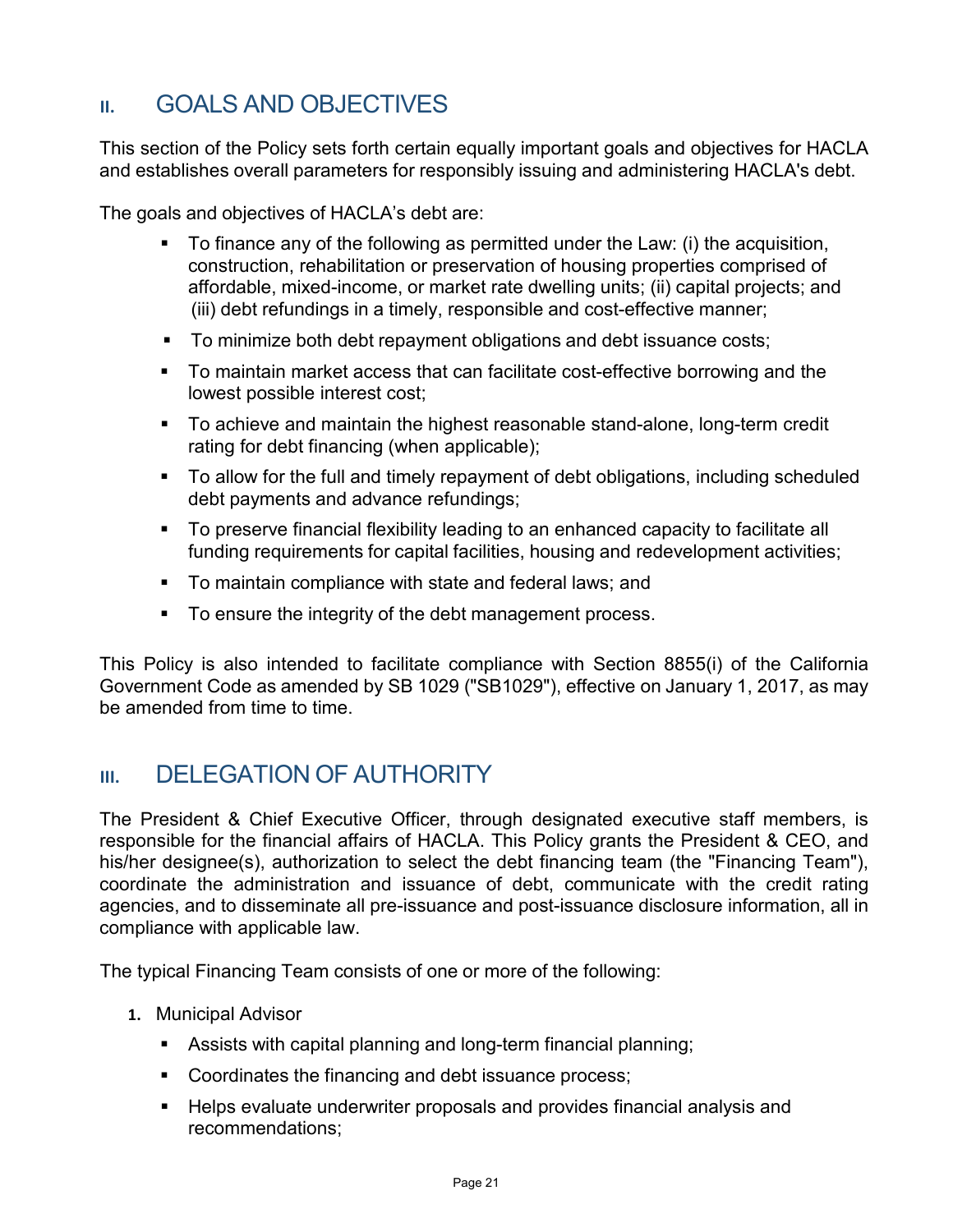## II. GOALS AND OBJECTIVES

This section of the Policy sets forth certain equally important goals and objectives for HACLA and establishes overall parameters for responsibly issuing and administering HACLA's debt.

The goals and objectives of HACLA's debt are:

- To finance any of the following as permitted under the Law: (i) the acquisition, construction, rehabilitation or preservation of housing properties comprised of affordable, mixed-income, or market rate dwelling units; (ii) capital projects; and (iii) debt refundings in a timely, responsible and cost-effective manner;
- To minimize both debt repayment obligations and debt issuance costs;
- To maintain market access that can facilitate cost-effective borrowing and the lowest possible interest cost;
- To achieve and maintain the highest reasonable stand-alone, long-term credit rating for debt financing (when applicable);
- To allow for the full and timely repayment of debt obligations, including scheduled debt payments and advance refundings;
- To preserve financial flexibility leading to an enhanced capacity to facilitate all funding requirements for capital facilities, housing and redevelopment activities;
- To maintain compliance with state and federal laws; and
- To ensure the integrity of the debt management process.

This Policy is also intended to facilitate compliance with Section 8855(i) of the California Government Code as amended by SB 1029 ("SB1029"), effective on January 1, 2017, as may be amended from time to time.

## III. DELEGATION OF AUTHORITY

The President & Chief Executive Officer, through designated executive staff members, is responsible for the financial affairs of HACLA. This Policy grants the President & CEO, and his/her designee(s), authorization to select the debt financing team (the "Financing Team"), coordinate the administration and issuance of debt, communicate with the credit rating agencies, and to disseminate all pre-issuance and post-issuance disclosure information, all in compliance with applicable law.

The typical Financing Team consists of one or more of the following:

1. Municipal Advisor
   - Assists with capital planning and long-term financial planning;
   - Coordinates the financing and debt issuance process;
   - Helps evaluate underwriter proposals and provides financial analysis and recommendations;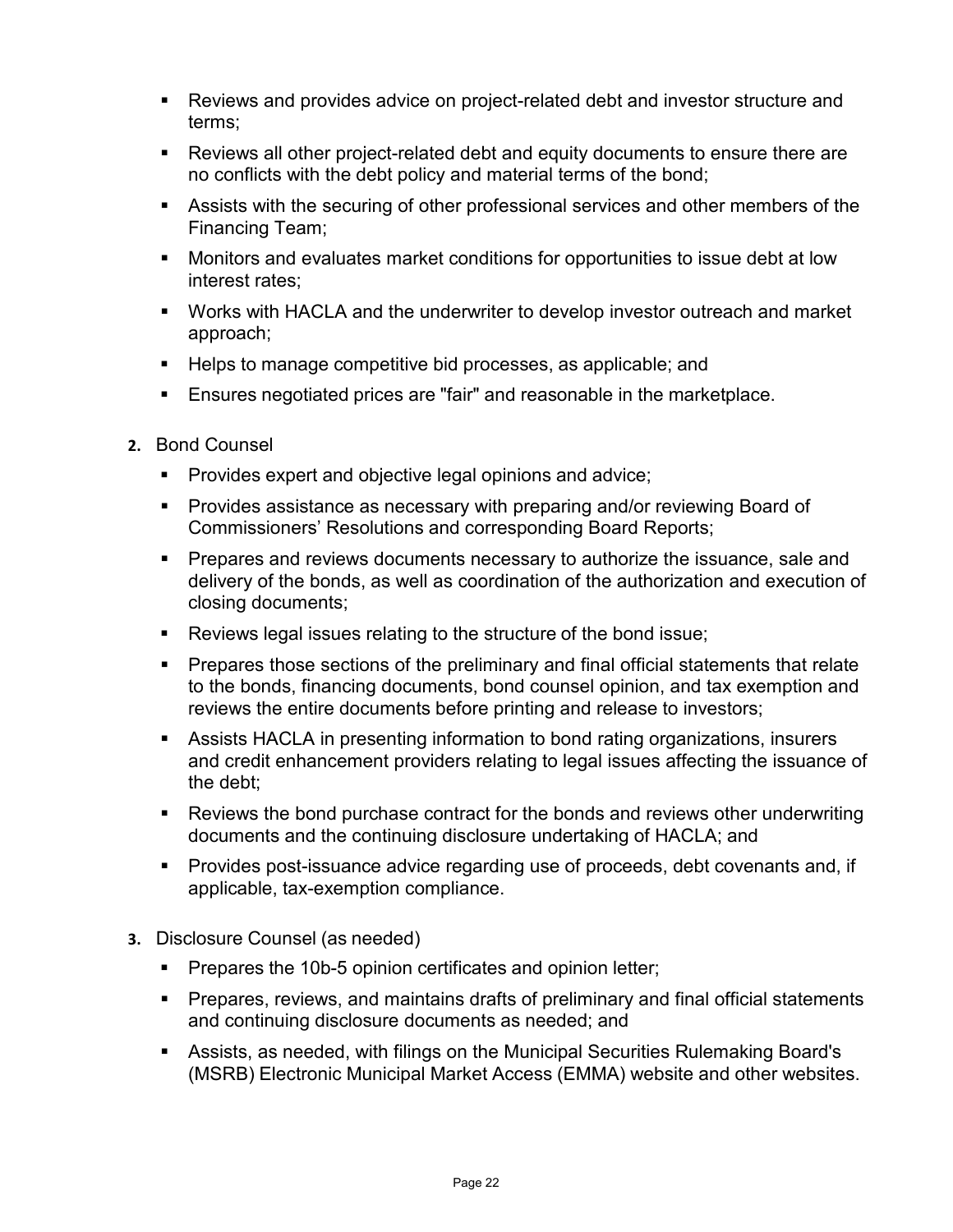- Reviews and provides advice on project-related debt and investor structure and terms;
- Reviews all other project-related debt and equity documents to ensure there are no conflicts with the debt policy and material terms of the bond;
- Assists with the securing of other professional services and other members of the Financing Team;
- Monitors and evaluates market conditions for opportunities to issue debt at low interest rates;
- Works with HACLA and the underwriter to develop investor outreach and market approach;
- Helps to manage competitive bid processes, as applicable; and
- Ensures negotiated prices are "fair" and reasonable in the marketplace.

2. Bond Counsel
   - Provides expert and objective legal opinions and advice;
   - Provides assistance as necessary with preparing and/or reviewing Board of Commissioners' Resolutions and corresponding Board Reports;
   - Prepares and reviews documents necessary to authorize the issuance, sale and delivery of the bonds, as well as coordination of the authorization and execution of closing documents;
   - Reviews legal issues relating to the structure of the bond issue;
   - Prepares those sections of the preliminary and final official statements that relate to the bonds, financing documents, bond counsel opinion, and tax exemption and reviews the entire documents before printing and release to investors;
   - Assists HACLA in presenting information to bond rating organizations, insurers and credit enhancement providers relating to legal issues affecting the issuance of the debt;
   - Reviews the bond purchase contract for the bonds and reviews other underwriting documents and the continuing disclosure undertaking of HACLA; and
   - Provides post-issuance advice regarding use of proceeds, debt covenants and, if applicable, tax-exemption compliance.

3. Disclosure Counsel (as needed)
   - Prepares the 10b-5 opinion certificates and opinion letter;
   - Prepares, reviews, and maintains drafts of preliminary and final official statements and continuing disclosure documents as needed; and
   - Assists, as needed, with filings on the Municipal Securities Rulemaking Board's (MSRB) Electronic Municipal Market Access (EMMA) website and other websites.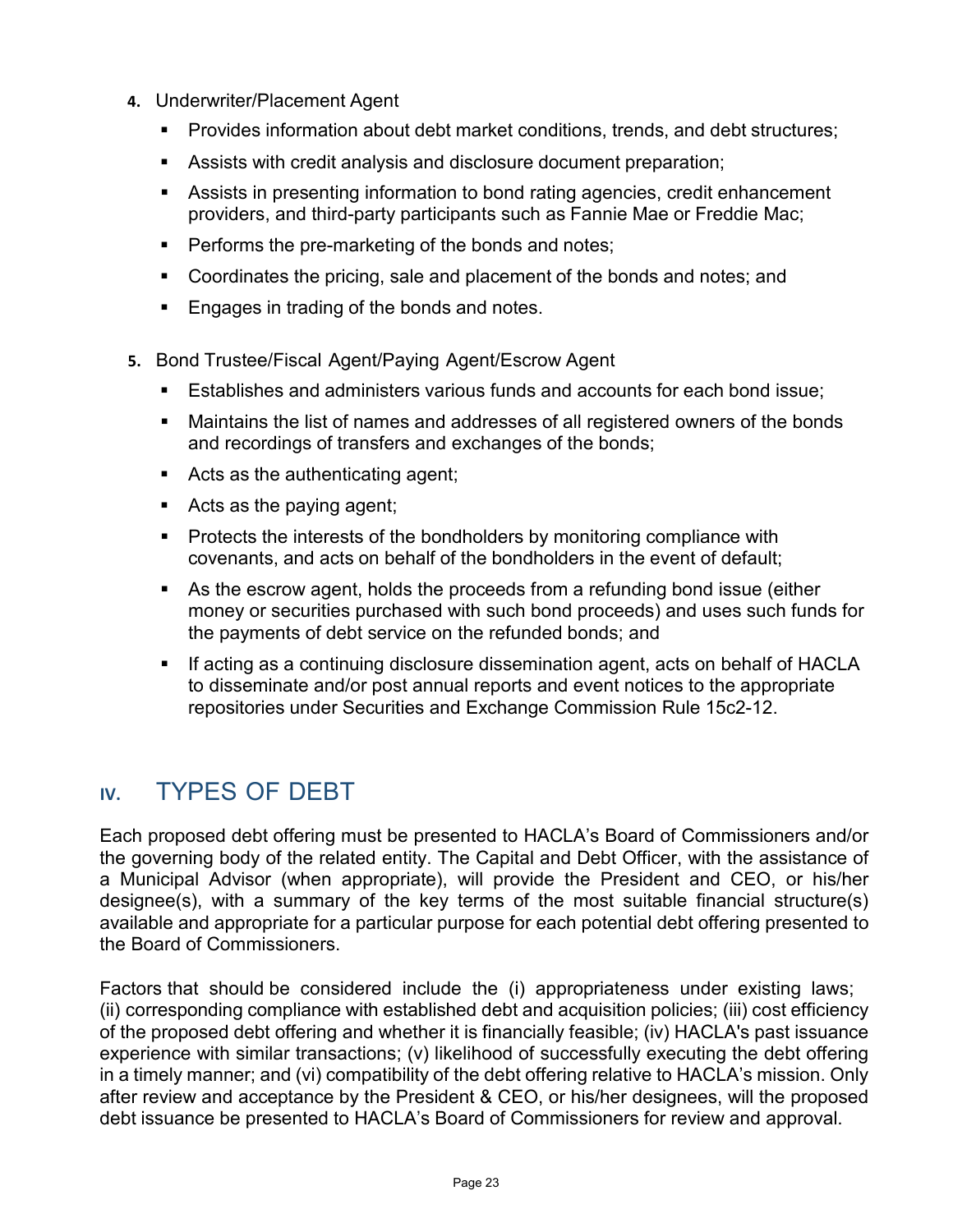4. Underwriter/Placement Agent
   - Provides information about debt market conditions, trends, and debt structures;
   - Assists with credit analysis and disclosure document preparation;
   - Assists in presenting information to bond rating agencies, credit enhancement providers, and third-party participants such as Fannie Mae or Freddie Mac;
   - Performs the pre-marketing of the bonds and notes;
   - Coordinates the pricing, sale and placement of the bonds and notes; and
   - Engages in trading of the bonds and notes.

5. Bond Trustee/Fiscal Agent/Paying Agent/Escrow Agent
   - Establishes and administers various funds and accounts for each bond issue;
   - Maintains the list of names and addresses of all registered owners of the bonds and recordings of transfers and exchanges of the bonds;
   - Acts as the authenticating agent;
   - Acts as the paying agent;
   - Protects the interests of the bondholders by monitoring compliance with covenants, and acts on behalf of the bondholders in the event of default;
   - As the escrow agent, holds the proceeds from a refunding bond issue (either money or securities purchased with such bond proceeds) and uses such funds for the payments of debt service on the refunded bonds; and
   - If acting as a continuing disclosure dissemination agent, acts on behalf of HACLA to disseminate and/or post annual reports and event notices to the appropriate repositories under Securities and Exchange Commission Rule 15c2-12.

## IV. TYPES OF DEBT

Each proposed debt offering must be presented to HACLA's Board of Commissioners and/or the governing body of the related entity. The Capital and Debt Officer, with the assistance of a Municipal Advisor (when appropriate), will provide the President and CEO, or his/her designee(s), with a summary of the key terms of the most suitable financial structure(s) available and appropriate for a particular purpose for each potential debt offering presented to the Board of Commissioners.

Factors that should be considered include the (i) appropriateness under existing laws; (ii) corresponding compliance with established debt and acquisition policies; (iii) cost efficiency of the proposed debt offering and whether it is financially feasible; (iv) HACLA's past issuance experience with similar transactions; (v) likelihood of successfully executing the debt offering in a timely manner; and (vi) compatibility of the debt offering relative to HACLA's mission. Only after review and acceptance by the President & CEO, or his/her designees, will the proposed debt issuance be presented to HACLA's Board of Commissioners for review and approval.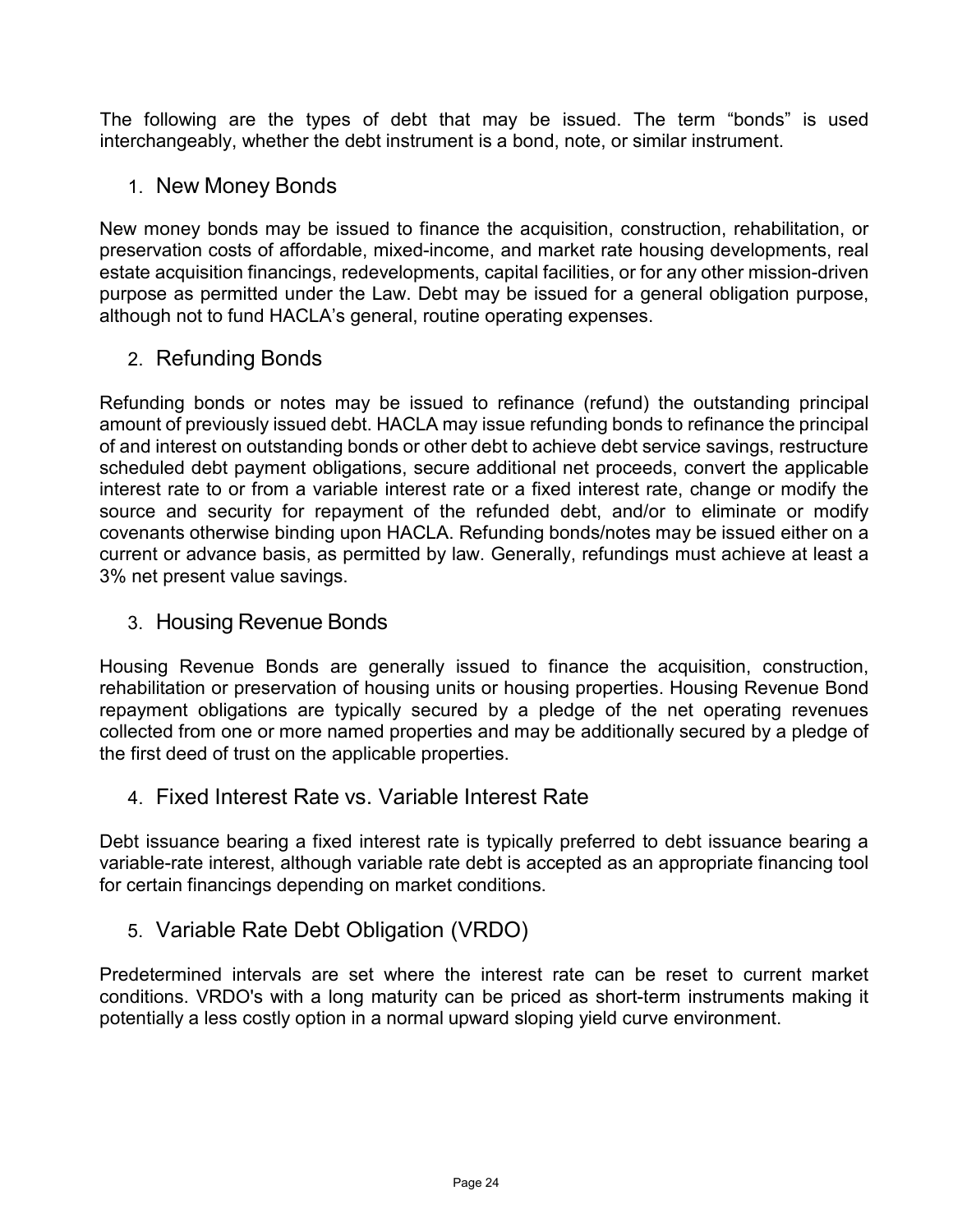The following are the types of debt that may be issued. The term "bonds" is used interchangeably, whether the debt instrument is a bond, note, or similar instrument.

1. New Money Bonds

New money bonds may be issued to finance the acquisition, construction, rehabilitation, or preservation costs of affordable, mixed-income, and market rate housing developments, real estate acquisition financings, redevelopments, capital facilities, or for any other mission-driven purpose as permitted under the Law. Debt may be issued for a general obligation purpose, although not to fund HACLA's general, routine operating expenses.

2. Refunding Bonds

Refunding bonds or notes may be issued to refinance (refund) the outstanding principal amount of previously issued debt. HACLA may issue refunding bonds to refinance the principal of and interest on outstanding bonds or other debt to achieve debt service savings, restructure scheduled debt payment obligations, secure additional net proceeds, convert the applicable interest rate to or from a variable interest rate or a fixed interest rate, change or modify the source and security for repayment of the refunded debt, and/or to eliminate or modify covenants otherwise binding upon HACLA. Refunding bonds/notes may be issued either on a current or advance basis, as permitted by law. Generally, refundings must achieve at least a 3% net present value savings.

3. Housing Revenue Bonds

Housing Revenue Bonds are generally issued to finance the acquisition, construction, rehabilitation or preservation of housing units or housing properties. Housing Revenue Bond repayment obligations are typically secured by a pledge of the net operating revenues collected from one or more named properties and may be additionally secured by a pledge of the first deed of trust on the applicable properties.

4. Fixed Interest Rate vs. Variable Interest Rate

Debt issuance bearing a fixed interest rate is typically preferred to debt issuance bearing a variable-rate interest, although variable rate debt is accepted as an appropriate financing tool for certain financings depending on market conditions.

5. Variable Rate Debt Obligation (VRDO)

Predetermined intervals are set where the interest rate can be reset to current market conditions. VRDO's with a long maturity can be priced as short-term instruments making it potentially a less costly option in a normal upward sloping yield curve environment.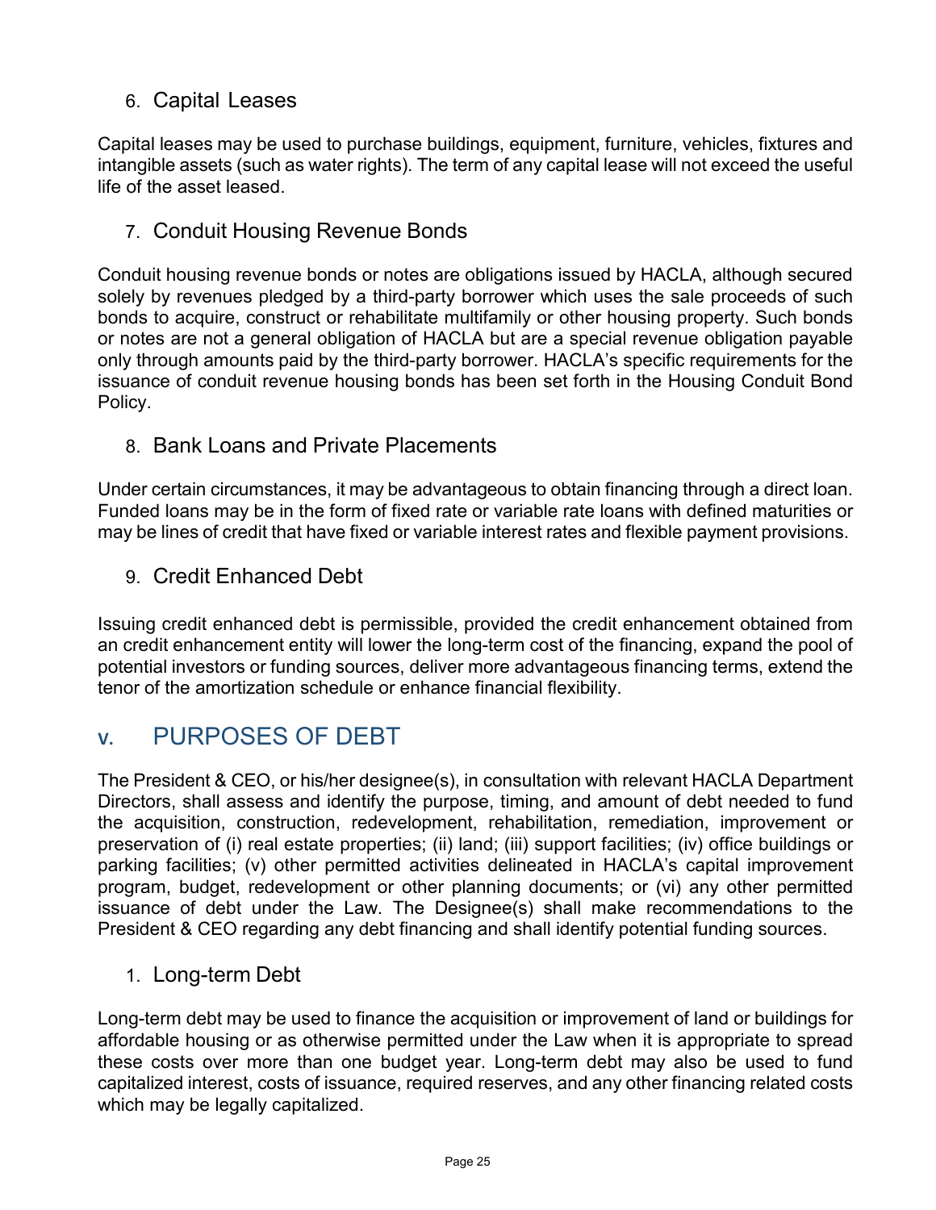### 6. Capital Leases

Capital leases may be used to purchase buildings, equipment, furniture, vehicles, fixtures and intangible assets (such as water rights). The term of any capital lease will not exceed the useful life of the asset leased.

### 7. Conduit Housing Revenue Bonds

Conduit housing revenue bonds or notes are obligations issued by HACLA, although secured solely by revenues pledged by a third-party borrower which uses the sale proceeds of such bonds to acquire, construct or rehabilitate multifamily or other housing property. Such bonds or notes are not a general obligation of HACLA but are a special revenue obligation payable only through amounts paid by the third-party borrower. HACLA's specific requirements for the issuance of conduit revenue housing bonds has been set forth in the Housing Conduit Bond Policy.

### 8. Bank Loans and Private Placements

Under certain circumstances, it may be advantageous to obtain financing through a direct loan. Funded loans may be in the form of fixed rate or variable rate loans with defined maturities or may be lines of credit that have fixed or variable interest rates and flexible payment provisions.

### 9. Credit Enhanced Debt

Issuing credit enhanced debt is permissible, provided the credit enhancement obtained from an credit enhancement entity will lower the long-term cost of the financing, expand the pool of potential investors or funding sources, deliver more advantageous financing terms, extend the tenor of the amortization schedule or enhance financial flexibility.

## V. PURPOSES OF DEBT

The President & CEO, or his/her designee(s), in consultation with relevant HACLA Department Directors, shall assess and identify the purpose, timing, and amount of debt needed to fund the acquisition, construction, redevelopment, rehabilitation, remediation, improvement or preservation of (i) real estate properties; (ii) land; (iii) support facilities; (iv) office buildings or parking facilities; (v) other permitted activities delineated in HACLA's capital improvement program, budget, redevelopment or other planning documents; or (vi) any other permitted issuance of debt under the Law. The Designee(s) shall make recommendations to the President & CEO regarding any debt financing and shall identify potential funding sources.

### 1. Long-term Debt

Long-term debt may be used to finance the acquisition or improvement of land or buildings for affordable housing or as otherwise permitted under the Law when it is appropriate to spread these costs over more than one budget year. Long-term debt may also be used to fund capitalized interest, costs of issuance, required reserves, and any other financing related costs which may be legally capitalized.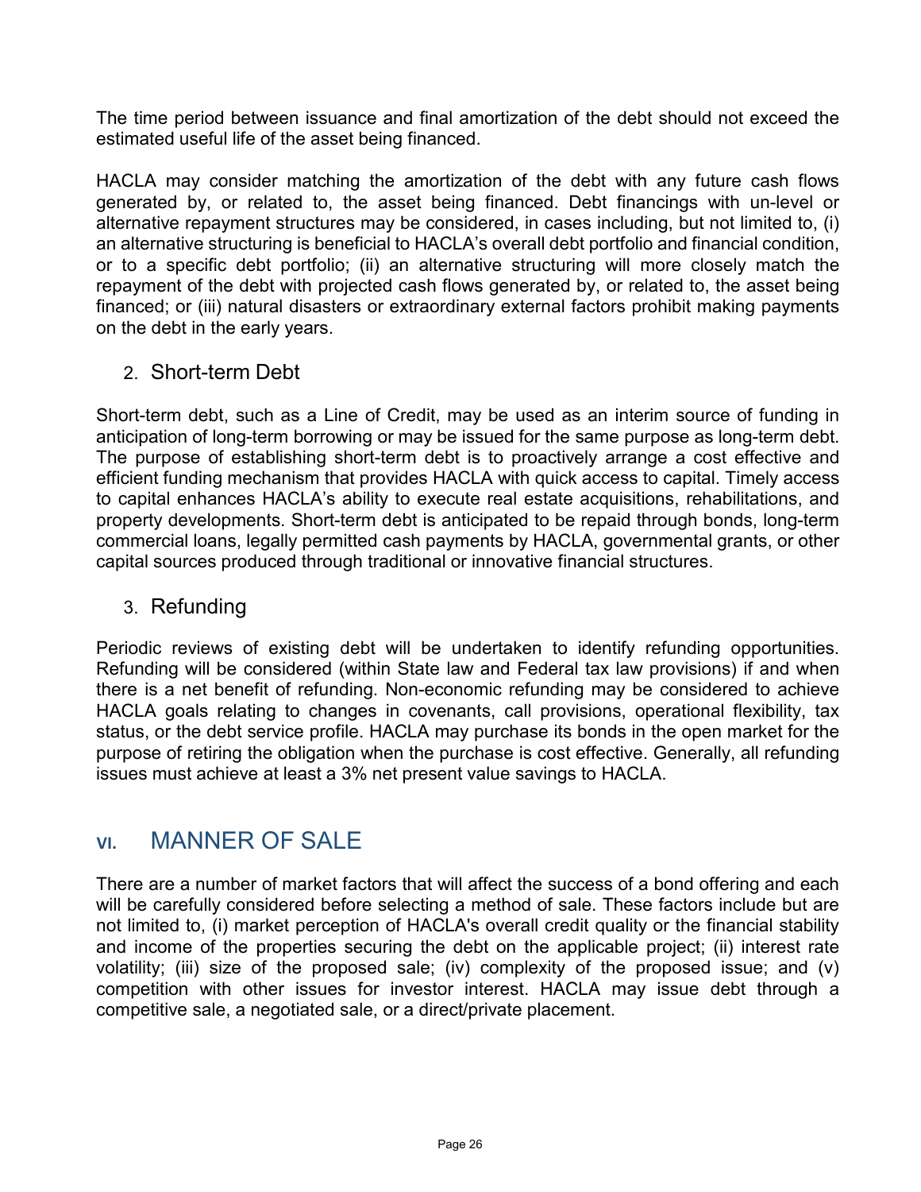The time period between issuance and final amortization of the debt should not exceed the estimated useful life of the asset being financed.

HACLA may consider matching the amortization of the debt with any future cash flows generated by, or related to, the asset being financed. Debt financings with un-level or alternative repayment structures may be considered, in cases including, but not limited to, (i) an alternative structuring is beneficial to HACLA's overall debt portfolio and financial condition, or to a specific debt portfolio; (ii) an alternative structuring will more closely match the repayment of the debt with projected cash flows generated by, or related to, the asset being financed; or (iii) natural disasters or extraordinary external factors prohibit making payments on the debt in the early years.

### 2. Short-term Debt

Short-term debt, such as a Line of Credit, may be used as an interim source of funding in anticipation of long-term borrowing or may be issued for the same purpose as long-term debt. The purpose of establishing short-term debt is to proactively arrange a cost effective and efficient funding mechanism that provides HACLA with quick access to capital. Timely access to capital enhances HACLA's ability to execute real estate acquisitions, rehabilitations, and property developments. Short-term debt is anticipated to be repaid through bonds, long-term commercial loans, legally permitted cash payments by HACLA, governmental grants, or other capital sources produced through traditional or innovative financial structures.

### 3. Refunding

Periodic reviews of existing debt will be undertaken to identify refunding opportunities. Refunding will be considered (within State law and Federal tax law provisions) if and when there is a net benefit of refunding. Non-economic refunding may be considered to achieve HACLA goals relating to changes in covenants, call provisions, operational flexibility, tax status, or the debt service profile. HACLA may purchase its bonds in the open market for the purpose of retiring the obligation when the purchase is cost effective. Generally, all refunding issues must achieve at least a 3% net present value savings to HACLA.

## VI. MANNER OF SALE

There are a number of market factors that will affect the success of a bond offering and each will be carefully considered before selecting a method of sale. These factors include but are not limited to, (i) market perception of HACLA's overall credit quality or the financial stability and income of the properties securing the debt on the applicable project; (ii) interest rate volatility; (iii) size of the proposed sale; (iv) complexity of the proposed issue; and (v) competition with other issues for investor interest. HACLA may issue debt through a competitive sale, a negotiated sale, or a direct/private placement.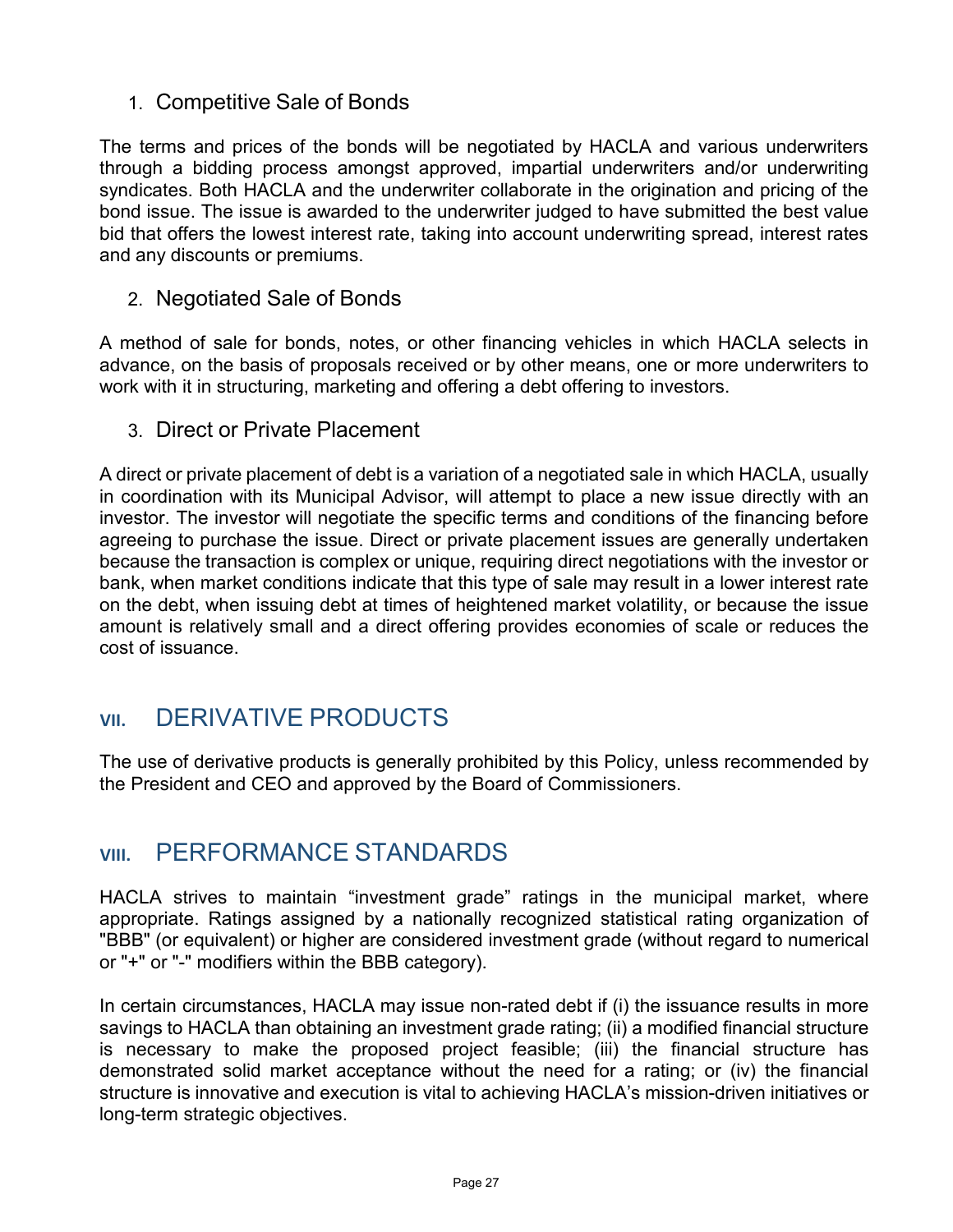### 1. Competitive Sale of Bonds

The terms and prices of the bonds will be negotiated by HACLA and various underwriters through a bidding process amongst approved, impartial underwriters and/or underwriting syndicates. Both HACLA and the underwriter collaborate in the origination and pricing of the bond issue. The issue is awarded to the underwriter judged to have submitted the best value bid that offers the lowest interest rate, taking into account underwriting spread, interest rates and any discounts or premiums.

### 2. Negotiated Sale of Bonds

A method of sale for bonds, notes, or other financing vehicles in which HACLA selects in advance, on the basis of proposals received or by other means, one or more underwriters to work with it in structuring, marketing and offering a debt offering to investors.

### 3. Direct or Private Placement

A direct or private placement of debt is a variation of a negotiated sale in which HACLA, usually in coordination with its Municipal Advisor, will attempt to place a new issue directly with an investor. The investor will negotiate the specific terms and conditions of the financing before agreeing to purchase the issue. Direct or private placement issues are generally undertaken because the transaction is complex or unique, requiring direct negotiations with the investor or bank, when market conditions indicate that this type of sale may result in a lower interest rate on the debt, when issuing debt at times of heightened market volatility, or because the issue amount is relatively small and a direct offering provides economies of scale or reduces the cost of issuance.

## VII. DERIVATIVE PRODUCTS

The use of derivative products is generally prohibited by this Policy, unless recommended by the President and CEO and approved by the Board of Commissioners.

## VIII. PERFORMANCE STANDARDS

HACLA strives to maintain "investment grade" ratings in the municipal market, where appropriate. Ratings assigned by a nationally recognized statistical rating organization of "BBB" (or equivalent) or higher are considered investment grade (without regard to numerical or "+" or "-" modifiers within the BBB category).

In certain circumstances, HACLA may issue non-rated debt if (i) the issuance results in more savings to HACLA than obtaining an investment grade rating; (ii) a modified financial structure is necessary to make the proposed project feasible; (iii) the financial structure has demonstrated solid market acceptance without the need for a rating; or (iv) the financial structure is innovative and execution is vital to achieving HACLA's mission-driven initiatives or long-term strategic objectives.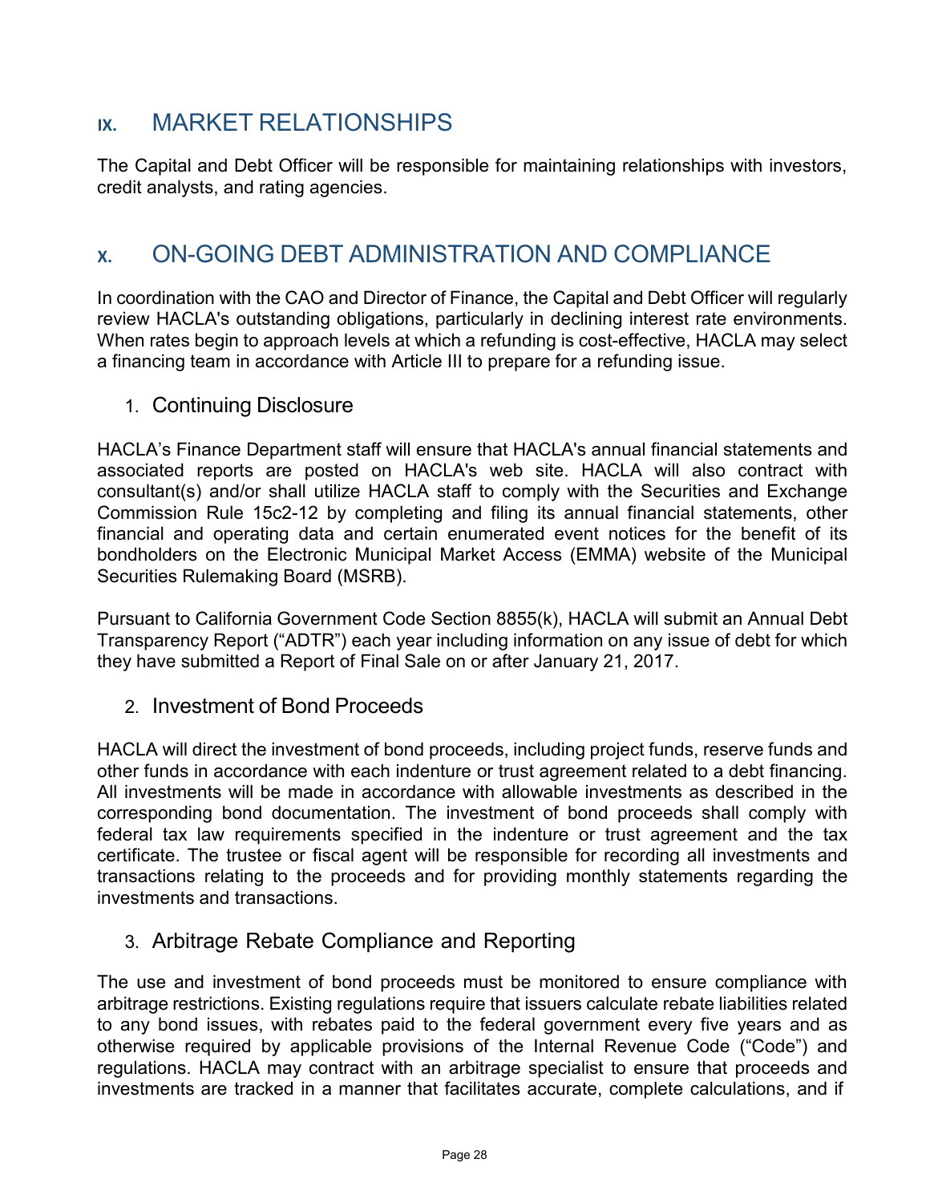## IX. MARKET RELATIONSHIPS

The Capital and Debt Officer will be responsible for maintaining relationships with investors, credit analysts, and rating agencies.

## X. ON-GOING DEBT ADMINISTRATION AND COMPLIANCE

In coordination with the CAO and Director of Finance, the Capital and Debt Officer will regularly review HACLA's outstanding obligations, particularly in declining interest rate environments. When rates begin to approach levels at which a refunding is cost-effective, HACLA may select a financing team in accordance with Article III to prepare for a refunding issue.

### 1. Continuing Disclosure

HACLA's Finance Department staff will ensure that HACLA's annual financial statements and associated reports are posted on HACLA's web site. HACLA will also contract with consultant(s) and/or shall utilize HACLA staff to comply with the Securities and Exchange Commission Rule 15c2-12 by completing and filing its annual financial statements, other financial and operating data and certain enumerated event notices for the benefit of its bondholders on the Electronic Municipal Market Access (EMMA) website of the Municipal Securities Rulemaking Board (MSRB).

Pursuant to California Government Code Section 8855(k), HACLA will submit an Annual Debt Transparency Report ("ADTR") each year including information on any issue of debt for which they have submitted a Report of Final Sale on or after January 21, 2017.

### 2. Investment of Bond Proceeds

HACLA will direct the investment of bond proceeds, including project funds, reserve funds and other funds in accordance with each indenture or trust agreement related to a debt financing. All investments will be made in accordance with allowable investments as described in the corresponding bond documentation. The investment of bond proceeds shall comply with federal tax law requirements specified in the indenture or trust agreement and the tax certificate. The trustee or fiscal agent will be responsible for recording all investments and transactions relating to the proceeds and for providing monthly statements regarding the investments and transactions.

### 3. Arbitrage Rebate Compliance and Reporting

The use and investment of bond proceeds must be monitored to ensure compliance with arbitrage restrictions. Existing regulations require that issuers calculate rebate liabilities related to any bond issues, with rebates paid to the federal government every five years and as otherwise required by applicable provisions of the Internal Revenue Code ("Code") and regulations. HACLA may contract with an arbitrage specialist to ensure that proceeds and investments are tracked in a manner that facilitates accurate, complete calculations, and if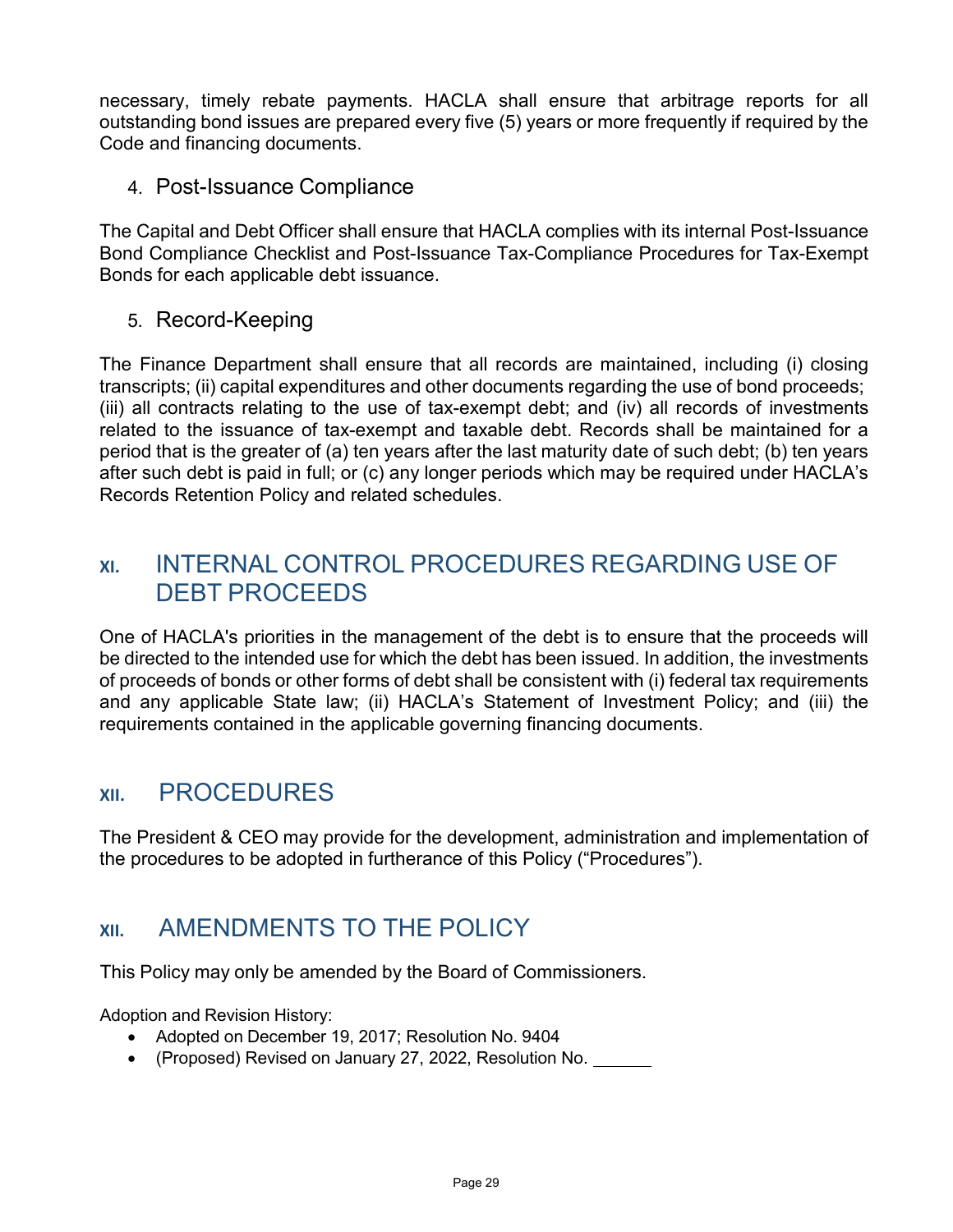necessary, timely rebate payments. HACLA shall ensure that arbitrage reports for all outstanding bond issues are prepared every five (5) years or more frequently if required by the Code and financing documents.

### 4. Post-Issuance Compliance

The Capital and Debt Officer shall ensure that HACLA complies with its internal Post-Issuance Bond Compliance Checklist and Post-Issuance Tax-Compliance Procedures for Tax-Exempt Bonds for each applicable debt issuance.

### 5. Record-Keeping

The Finance Department shall ensure that all records are maintained, including (i) closing transcripts; (ii) capital expenditures and other documents regarding the use of bond proceeds; (iii) all contracts relating to the use of tax-exempt debt; and (iv) all records of investments related to the issuance of tax-exempt and taxable debt. Records shall be maintained for a period that is the greater of (a) ten years after the last maturity date of such debt; (b) ten years after such debt is paid in full; or (c) any longer periods which may be required under HACLA's Records Retention Policy and related schedules.

## XI. INTERNAL CONTROL PROCEDURES REGARDING USE OF DEBT PROCEEDS

One of HACLA's priorities in the management of the debt is to ensure that the proceeds will be directed to the intended use for which the debt has been issued. In addition, the investments of proceeds of bonds or other forms of debt shall be consistent with (i) federal tax requirements and any applicable State law; (ii) HACLA's Statement of Investment Policy; and (iii) the requirements contained in the applicable governing financing documents.

## XII. PROCEDURES

The President & CEO may provide for the development, administration and implementation of the procedures to be adopted in furtherance of this Policy ("Procedures").

## XII. AMENDMENTS TO THE POLICY

This Policy may only be amended by the Board of Commissioners.

Adoption and Revision History:

- Adopted on December 19, 2017; Resolution No. 9404
- (Proposed) Revised on January 27, 2022, Resolution No. ______